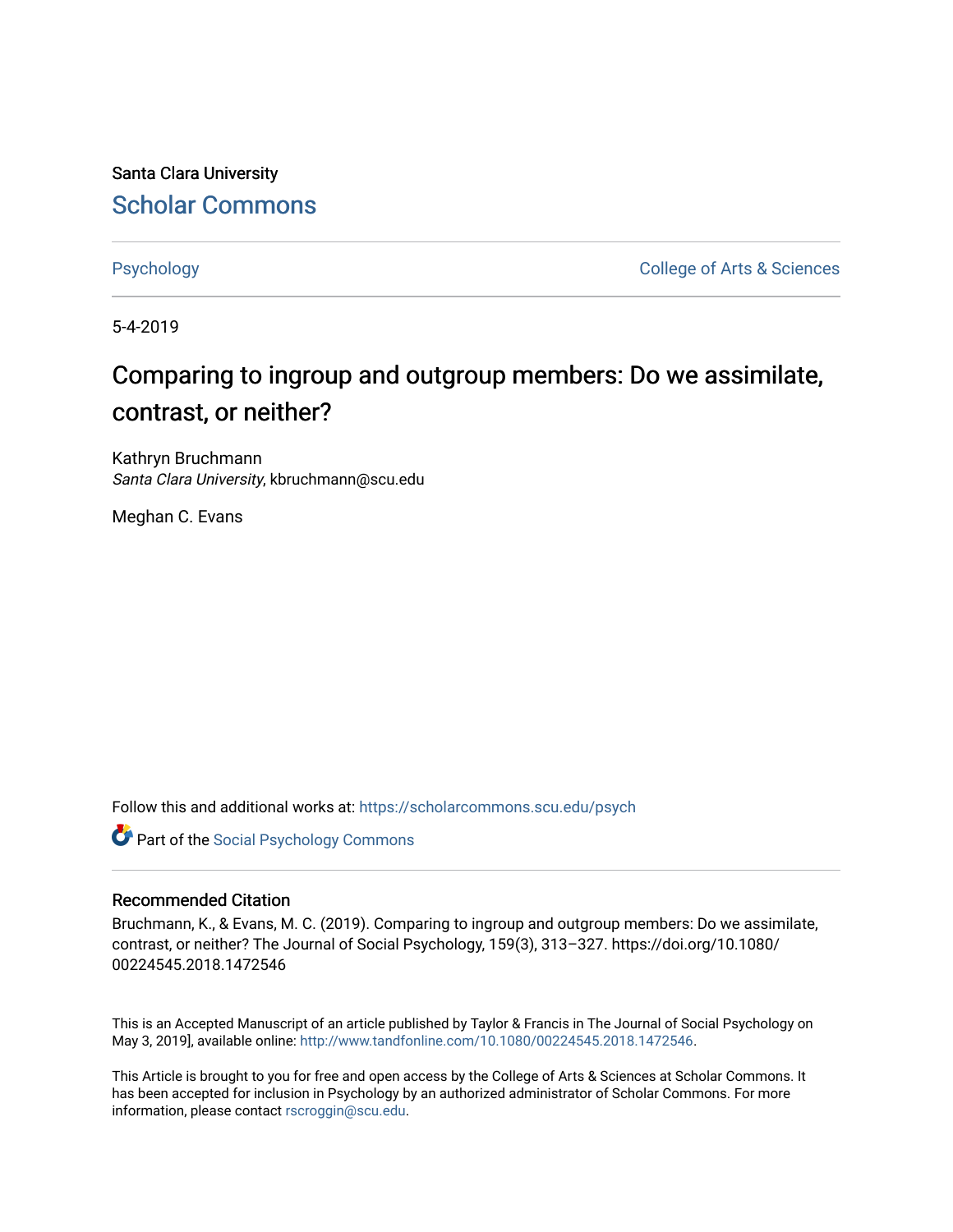Santa Clara University

# Scholar Commons

Psychology

College of Arts & Sciences

5-4-2019

## Comparing to ingroup and outgroup members: Do we assimilate, contrast, or neither?

Kathryn Bruchmann
*Santa Clara University*, kbruchmann@scu.edu

Meghan C. Evans

Follow this and additional works at: https://scholarcommons.scu.edu/psych

Part of the Social Psychology Commons

### Recommended Citation

Bruchmann, K., & Evans, M. C. (2019). Comparing to ingroup and outgroup members: Do we assimilate, contrast, or neither? The Journal of Social Psychology, 159(3), 313–327. https://doi.org/10.1080/00224545.2018.1472546

This is an Accepted Manuscript of an article published by Taylor & Francis in The Journal of Social Psychology on May 3, 2019], available online: http://www.tandfonline.com/10.1080/00224545.2018.1472546.

This Article is brought to you for free and open access by the College of Arts & Sciences at Scholar Commons. It has been accepted for inclusion in Psychology by an authorized administrator of Scholar Commons. For more information, please contact rscroggin@scu.edu.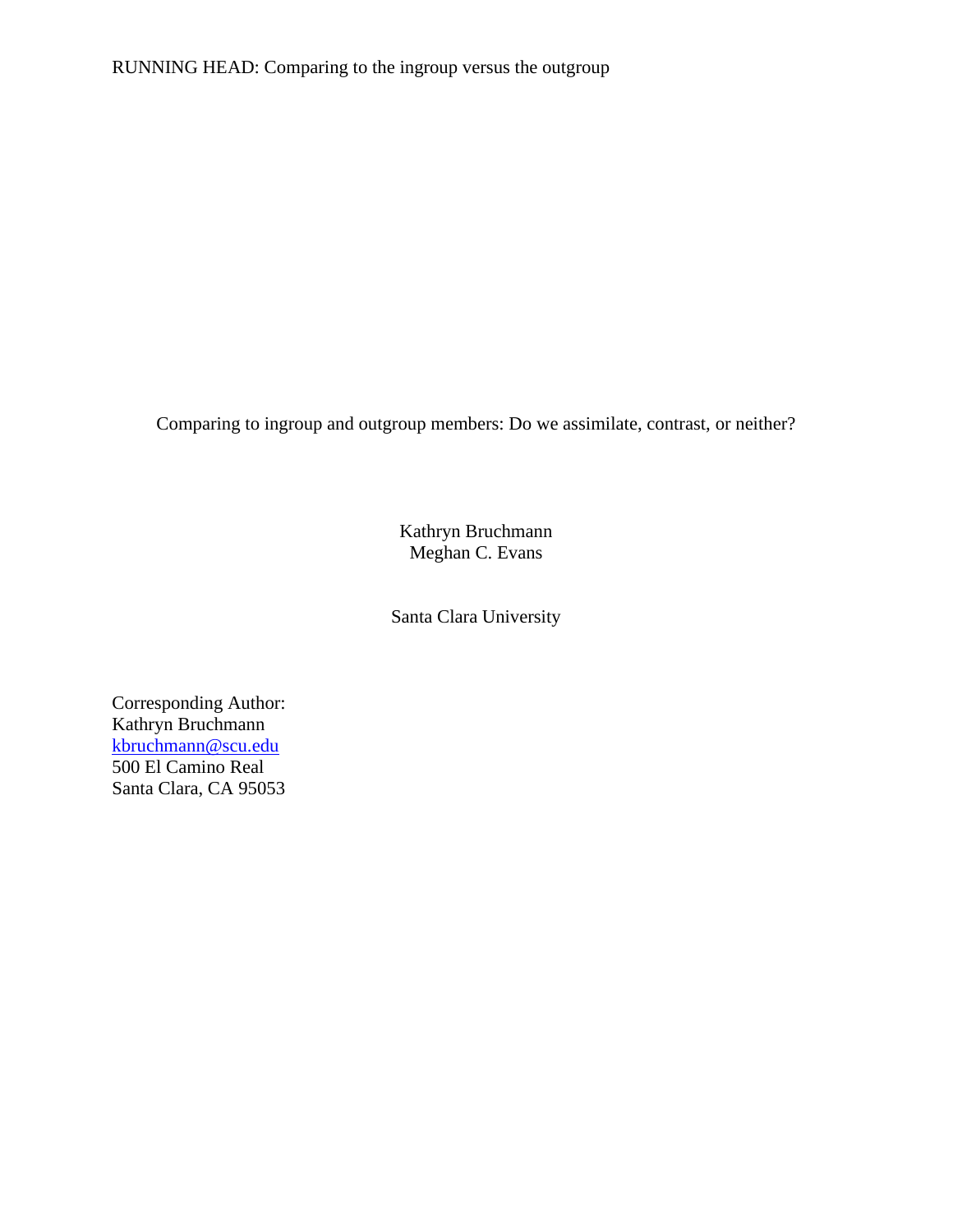RUNNING HEAD: Comparing to the ingroup versus the outgroup

# Comparing to ingroup and outgroup members: Do we assimilate, contrast, or neither?

Kathryn Bruchmann
Meghan C. Evans

Santa Clara University

Corresponding Author:
Kathryn Bruchmann
kbruchmann@scu.edu
500 El Camino Real
Santa Clara, CA 95053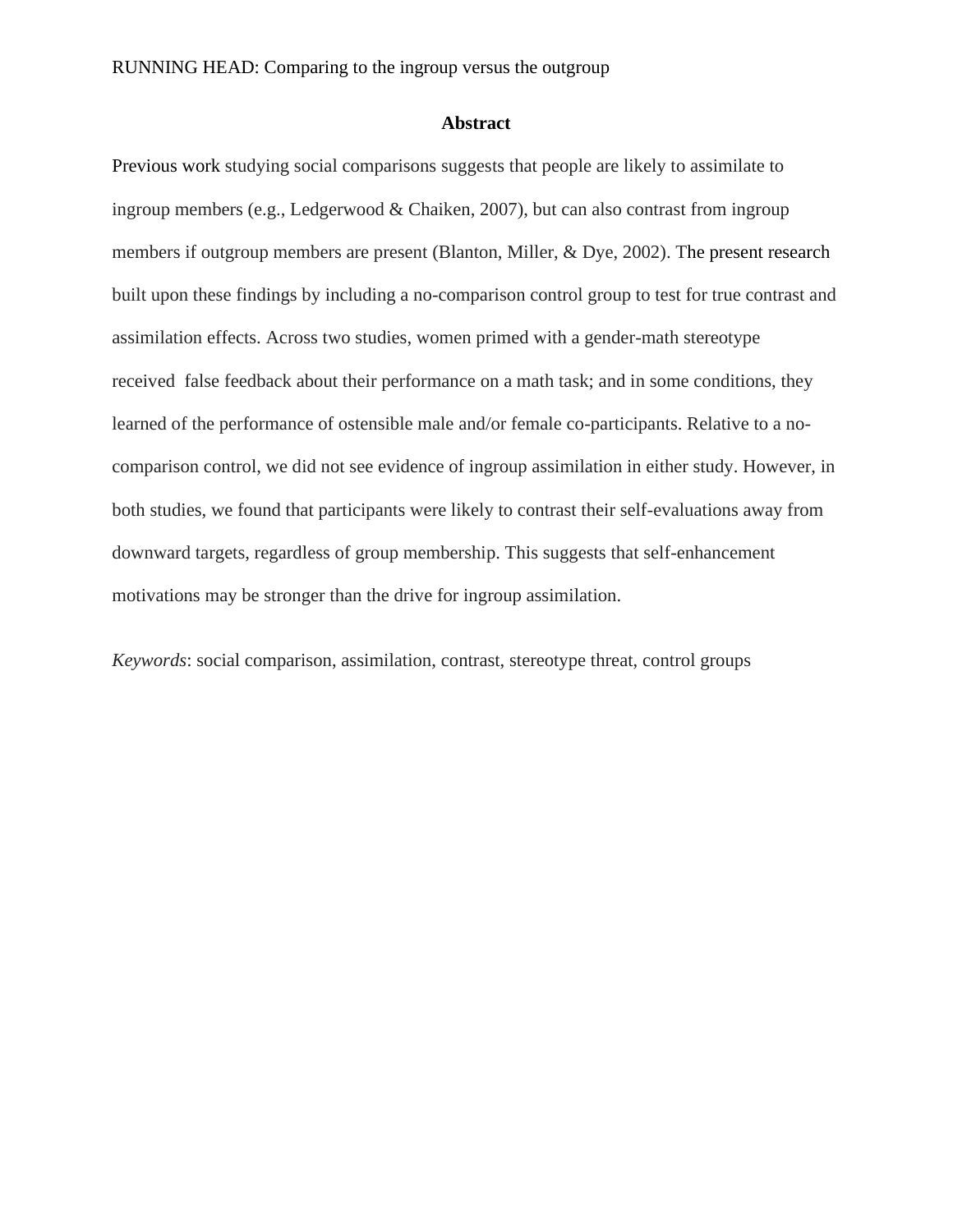## Abstract

Previous work studying social comparisons suggests that people are likely to assimilate to ingroup members (e.g., Ledgerwood & Chaiken, 2007), but can also contrast from ingroup members if outgroup members are present (Blanton, Miller, & Dye, 2002). The present research built upon these findings by including a no-comparison control group to test for true contrast and assimilation effects. Across two studies, women primed with a gender-math stereotype received false feedback about their performance on a math task; and in some conditions, they learned of the performance of ostensible male and/or female co-participants. Relative to a no-comparison control, we did not see evidence of ingroup assimilation in either study. However, in both studies, we found that participants were likely to contrast their self-evaluations away from downward targets, regardless of group membership. This suggests that self-enhancement motivations may be stronger than the drive for ingroup assimilation.

*Keywords*: social comparison, assimilation, contrast, stereotype threat, control groups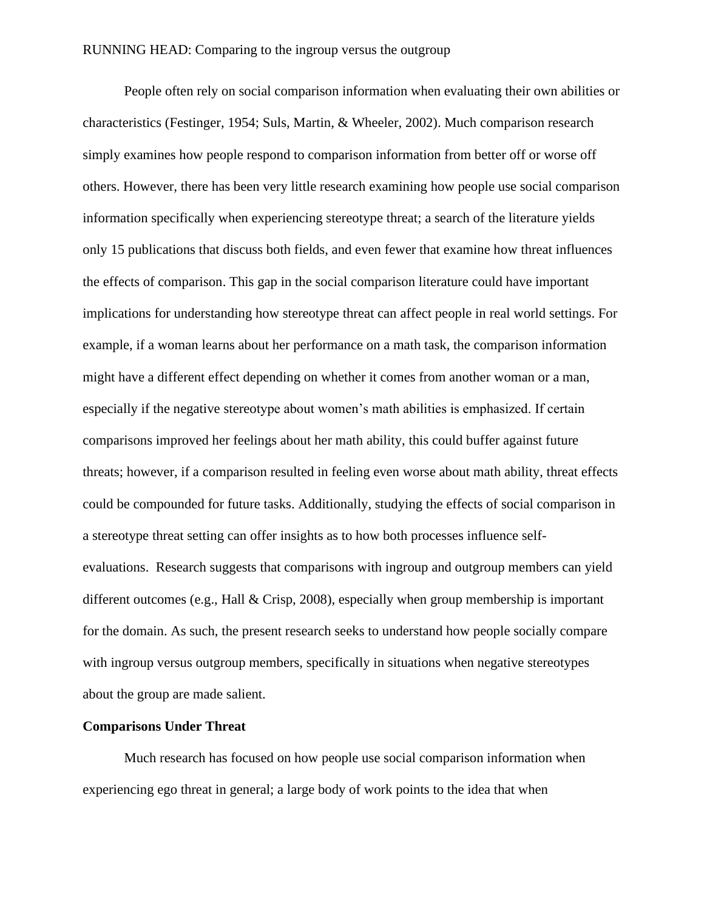People often rely on social comparison information when evaluating their own abilities or characteristics (Festinger, 1954; Suls, Martin, & Wheeler, 2002). Much comparison research simply examines how people respond to comparison information from better off or worse off others. However, there has been very little research examining how people use social comparison information specifically when experiencing stereotype threat; a search of the literature yields only 15 publications that discuss both fields, and even fewer that examine how threat influences the effects of comparison. This gap in the social comparison literature could have important implications for understanding how stereotype threat can affect people in real world settings. For example, if a woman learns about her performance on a math task, the comparison information might have a different effect depending on whether it comes from another woman or a man, especially if the negative stereotype about women's math abilities is emphasized. If certain comparisons improved her feelings about her math ability, this could buffer against future threats; however, if a comparison resulted in feeling even worse about math ability, threat effects could be compounded for future tasks. Additionally, studying the effects of social comparison in a stereotype threat setting can offer insights as to how both processes influence self-evaluations. Research suggests that comparisons with ingroup and outgroup members can yield different outcomes (e.g., Hall & Crisp, 2008), especially when group membership is important for the domain. As such, the present research seeks to understand how people socially compare with ingroup versus outgroup members, specifically in situations when negative stereotypes about the group are made salient.

**Comparisons Under Threat**

Much research has focused on how people use social comparison information when experiencing ego threat in general; a large body of work points to the idea that when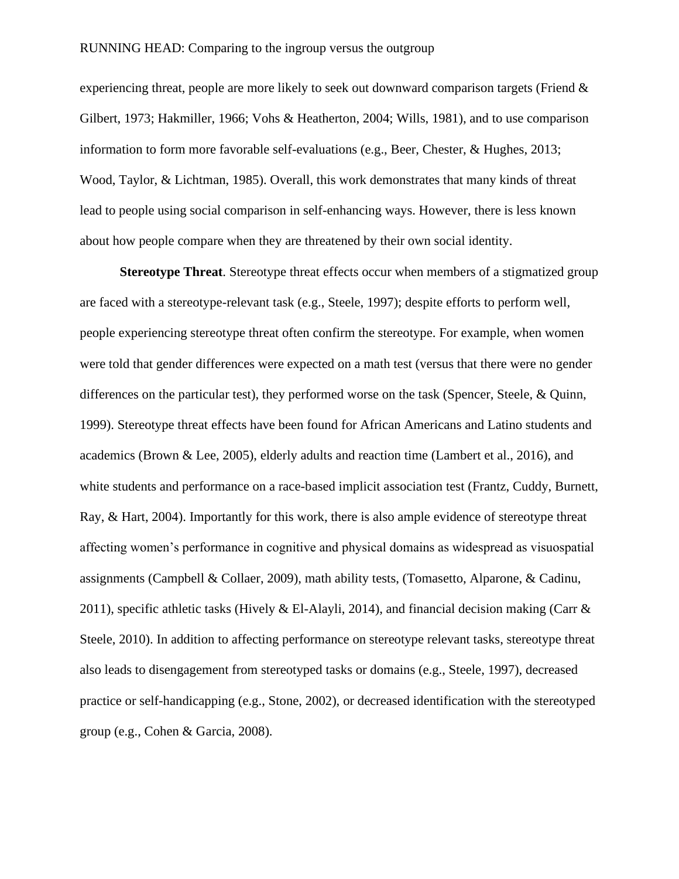experiencing threat, people are more likely to seek out downward comparison targets (Friend & Gilbert, 1973; Hakmiller, 1966; Vohs & Heatherton, 2004; Wills, 1981), and to use comparison information to form more favorable self-evaluations (e.g., Beer, Chester, & Hughes, 2013; Wood, Taylor, & Lichtman, 1985). Overall, this work demonstrates that many kinds of threat lead to people using social comparison in self-enhancing ways. However, there is less known about how people compare when they are threatened by their own social identity.

**Stereotype Threat**. Stereotype threat effects occur when members of a stigmatized group are faced with a stereotype-relevant task (e.g., Steele, 1997); despite efforts to perform well, people experiencing stereotype threat often confirm the stereotype. For example, when women were told that gender differences were expected on a math test (versus that there were no gender differences on the particular test), they performed worse on the task (Spencer, Steele, & Quinn, 1999). Stereotype threat effects have been found for African Americans and Latino students and academics (Brown & Lee, 2005), elderly adults and reaction time (Lambert et al., 2016), and white students and performance on a race-based implicit association test (Frantz, Cuddy, Burnett, Ray, & Hart, 2004). Importantly for this work, there is also ample evidence of stereotype threat affecting women's performance in cognitive and physical domains as widespread as visuospatial assignments (Campbell & Collaer, 2009), math ability tests, (Tomasetto, Alparone, & Cadinu, 2011), specific athletic tasks (Hively & El-Alayli, 2014), and financial decision making (Carr & Steele, 2010). In addition to affecting performance on stereotype relevant tasks, stereotype threat also leads to disengagement from stereotyped tasks or domains (e.g., Steele, 1997), decreased practice or self-handicapping (e.g., Stone, 2002), or decreased identification with the stereotyped group (e.g., Cohen & Garcia, 2008).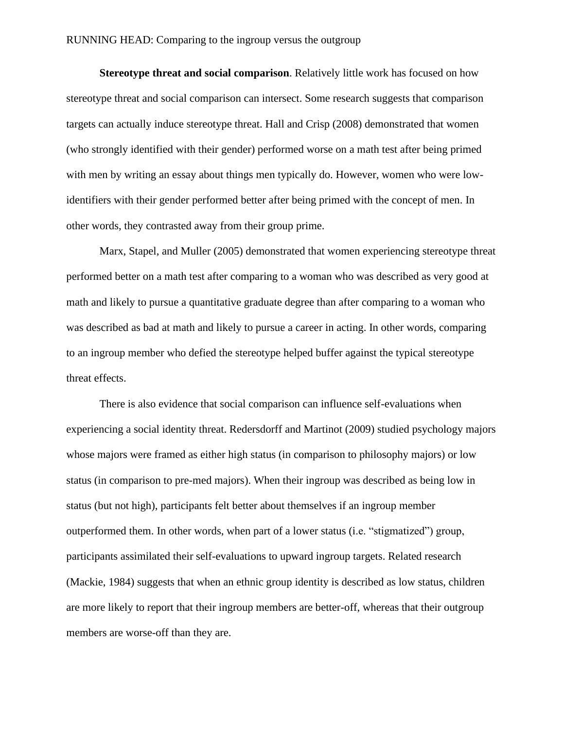**Stereotype threat and social comparison**. Relatively little work has focused on how stereotype threat and social comparison can intersect. Some research suggests that comparison targets can actually induce stereotype threat. Hall and Crisp (2008) demonstrated that women (who strongly identified with their gender) performed worse on a math test after being primed with men by writing an essay about things men typically do. However, women who were low-identifiers with their gender performed better after being primed with the concept of men. In other words, they contrasted away from their group prime.

Marx, Stapel, and Muller (2005) demonstrated that women experiencing stereotype threat performed better on a math test after comparing to a woman who was described as very good at math and likely to pursue a quantitative graduate degree than after comparing to a woman who was described as bad at math and likely to pursue a career in acting. In other words, comparing to an ingroup member who defied the stereotype helped buffer against the typical stereotype threat effects.

There is also evidence that social comparison can influence self-evaluations when experiencing a social identity threat. Redersdorff and Martinot (2009) studied psychology majors whose majors were framed as either high status (in comparison to philosophy majors) or low status (in comparison to pre-med majors). When their ingroup was described as being low in status (but not high), participants felt better about themselves if an ingroup member outperformed them. In other words, when part of a lower status (i.e. "stigmatized") group, participants assimilated their self-evaluations to upward ingroup targets. Related research (Mackie, 1984) suggests that when an ethnic group identity is described as low status, children are more likely to report that their ingroup members are better-off, whereas that their outgroup members are worse-off than they are.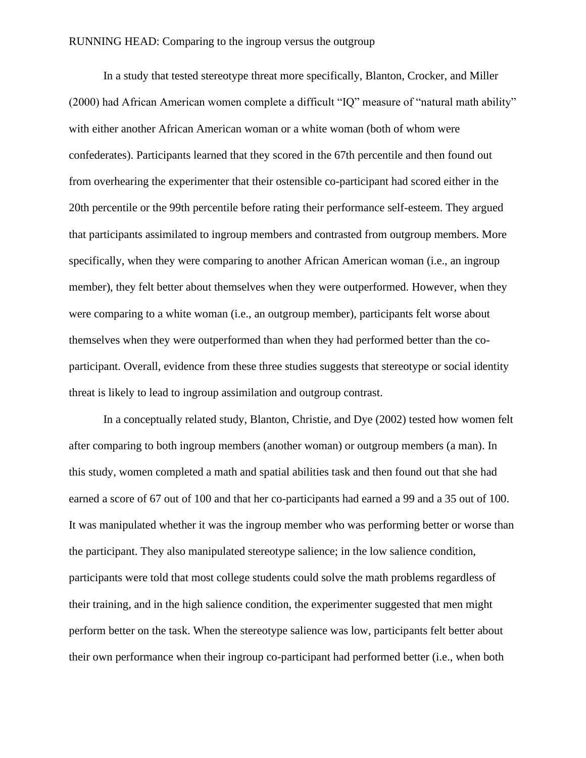In a study that tested stereotype threat more specifically, Blanton, Crocker, and Miller (2000) had African American women complete a difficult "IQ" measure of "natural math ability" with either another African American woman or a white woman (both of whom were confederates). Participants learned that they scored in the 67th percentile and then found out from overhearing the experimenter that their ostensible co-participant had scored either in the 20th percentile or the 99th percentile before rating their performance self-esteem. They argued that participants assimilated to ingroup members and contrasted from outgroup members. More specifically, when they were comparing to another African American woman (i.e., an ingroup member), they felt better about themselves when they were outperformed. However, when they were comparing to a white woman (i.e., an outgroup member), participants felt worse about themselves when they were outperformed than when they had performed better than the co-participant. Overall, evidence from these three studies suggests that stereotype or social identity threat is likely to lead to ingroup assimilation and outgroup contrast.

In a conceptually related study, Blanton, Christie, and Dye (2002) tested how women felt after comparing to both ingroup members (another woman) or outgroup members (a man). In this study, women completed a math and spatial abilities task and then found out that she had earned a score of 67 out of 100 and that her co-participants had earned a 99 and a 35 out of 100. It was manipulated whether it was the ingroup member who was performing better or worse than the participant. They also manipulated stereotype salience; in the low salience condition, participants were told that most college students could solve the math problems regardless of their training, and in the high salience condition, the experimenter suggested that men might perform better on the task. When the stereotype salience was low, participants felt better about their own performance when their ingroup co-participant had performed better (i.e., when both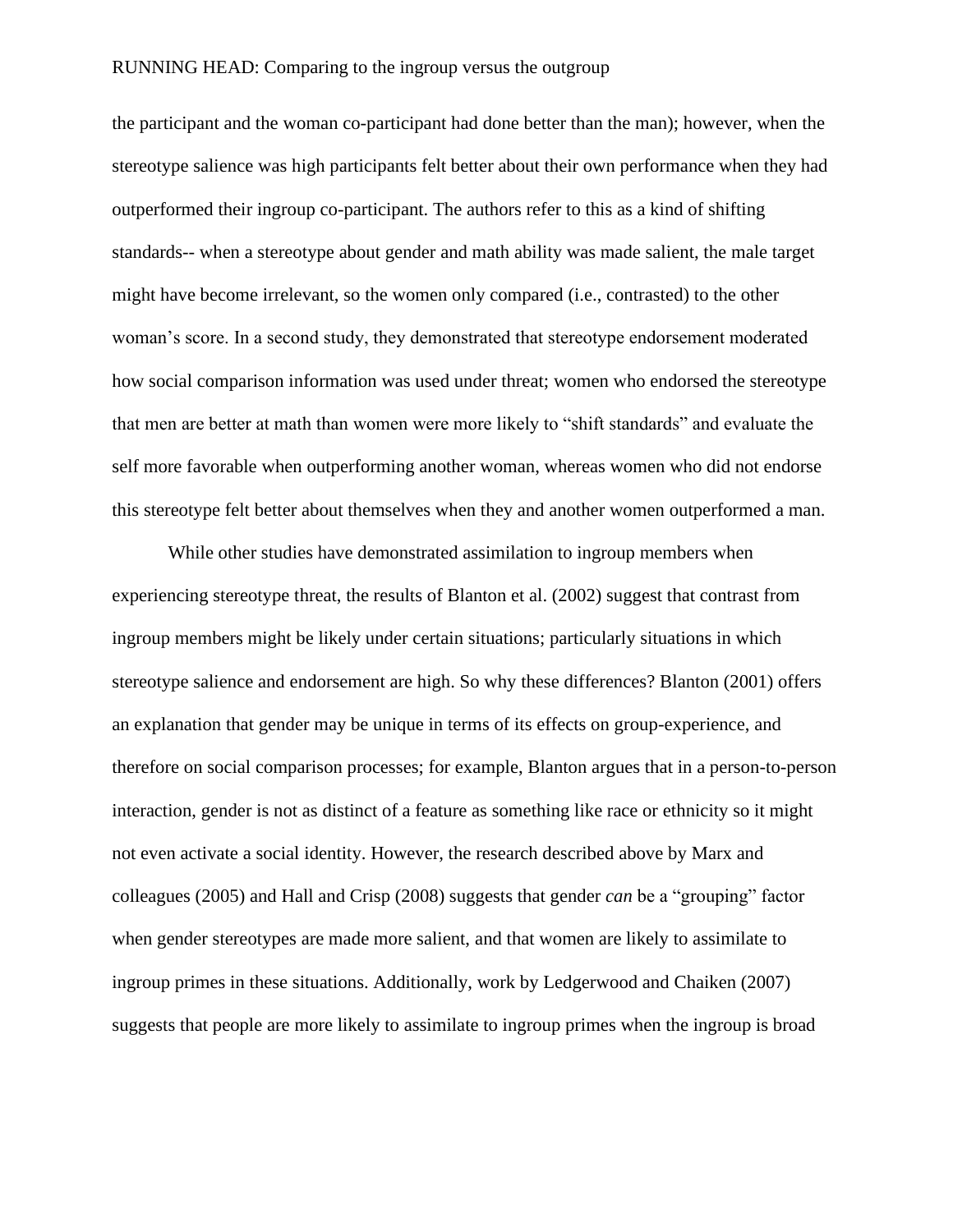the participant and the woman co-participant had done better than the man); however, when the stereotype salience was high participants felt better about their own performance when they had outperformed their ingroup co-participant. The authors refer to this as a kind of shifting standards-- when a stereotype about gender and math ability was made salient, the male target might have become irrelevant, so the women only compared (i.e., contrasted) to the other woman's score. In a second study, they demonstrated that stereotype endorsement moderated how social comparison information was used under threat; women who endorsed the stereotype that men are better at math than women were more likely to "shift standards" and evaluate the self more favorable when outperforming another woman, whereas women who did not endorse this stereotype felt better about themselves when they and another women outperformed a man.

While other studies have demonstrated assimilation to ingroup members when experiencing stereotype threat, the results of Blanton et al. (2002) suggest that contrast from ingroup members might be likely under certain situations; particularly situations in which stereotype salience and endorsement are high. So why these differences? Blanton (2001) offers an explanation that gender may be unique in terms of its effects on group-experience, and therefore on social comparison processes; for example, Blanton argues that in a person-to-person interaction, gender is not as distinct of a feature as something like race or ethnicity so it might not even activate a social identity. However, the research described above by Marx and colleagues (2005) and Hall and Crisp (2008) suggests that gender *can* be a "grouping" factor when gender stereotypes are made more salient, and that women are likely to assimilate to ingroup primes in these situations. Additionally, work by Ledgerwood and Chaiken (2007) suggests that people are more likely to assimilate to ingroup primes when the ingroup is broad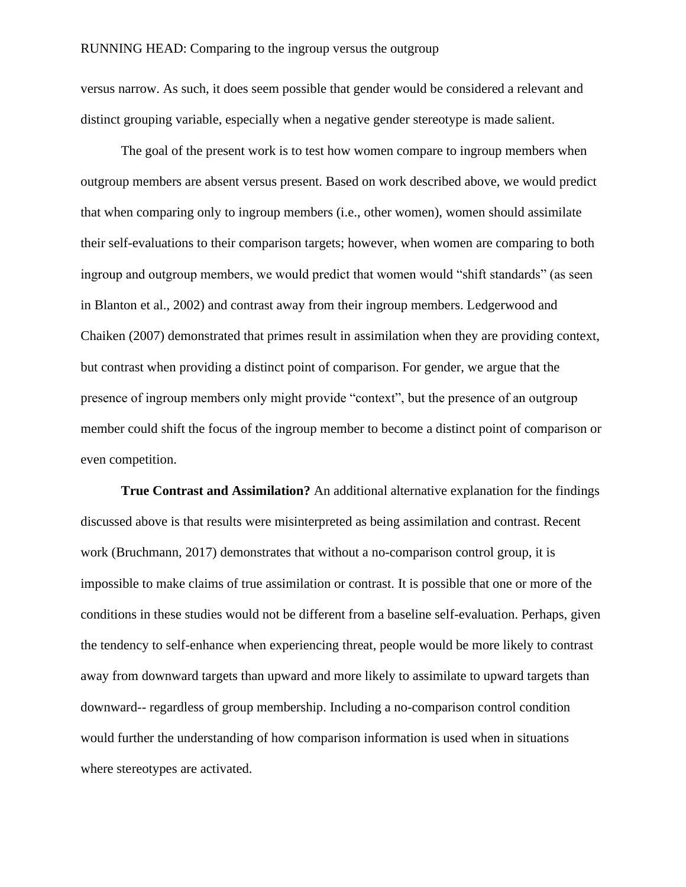versus narrow. As such, it does seem possible that gender would be considered a relevant and distinct grouping variable, especially when a negative gender stereotype is made salient.

The goal of the present work is to test how women compare to ingroup members when outgroup members are absent versus present. Based on work described above, we would predict that when comparing only to ingroup members (i.e., other women), women should assimilate their self-evaluations to their comparison targets; however, when women are comparing to both ingroup and outgroup members, we would predict that women would "shift standards" (as seen in Blanton et al., 2002) and contrast away from their ingroup members. Ledgerwood and Chaiken (2007) demonstrated that primes result in assimilation when they are providing context, but contrast when providing a distinct point of comparison. For gender, we argue that the presence of ingroup members only might provide "context", but the presence of an outgroup member could shift the focus of the ingroup member to become a distinct point of comparison or even competition.

**True Contrast and Assimilation?** An additional alternative explanation for the findings discussed above is that results were misinterpreted as being assimilation and contrast. Recent work (Bruchmann, 2017) demonstrates that without a no-comparison control group, it is impossible to make claims of true assimilation or contrast. It is possible that one or more of the conditions in these studies would not be different from a baseline self-evaluation. Perhaps, given the tendency to self-enhance when experiencing threat, people would be more likely to contrast away from downward targets than upward and more likely to assimilate to upward targets than downward-- regardless of group membership. Including a no-comparison control condition would further the understanding of how comparison information is used when in situations where stereotypes are activated.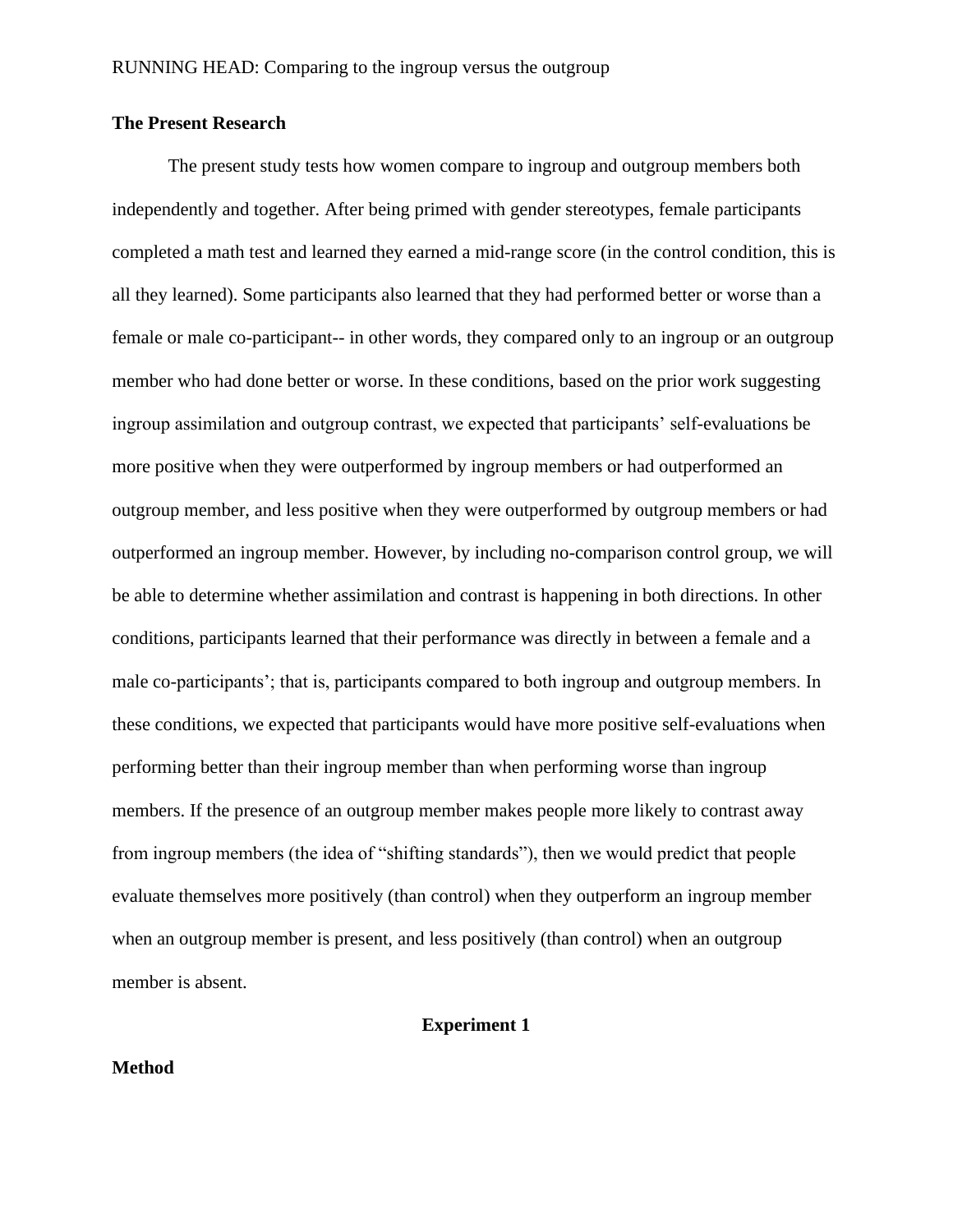**The Present Research**

The present study tests how women compare to ingroup and outgroup members both independently and together. After being primed with gender stereotypes, female participants completed a math test and learned they earned a mid-range score (in the control condition, this is all they learned). Some participants also learned that they had performed better or worse than a female or male co-participant-- in other words, they compared only to an ingroup or an outgroup member who had done better or worse. In these conditions, based on the prior work suggesting ingroup assimilation and outgroup contrast, we expected that participants' self-evaluations be more positive when they were outperformed by ingroup members or had outperformed an outgroup member, and less positive when they were outperformed by outgroup members or had outperformed an ingroup member. However, by including no-comparison control group, we will be able to determine whether assimilation and contrast is happening in both directions. In other conditions, participants learned that their performance was directly in between a female and a male co-participants'; that is, participants compared to both ingroup and outgroup members. In these conditions, we expected that participants would have more positive self-evaluations when performing better than their ingroup member than when performing worse than ingroup members. If the presence of an outgroup member makes people more likely to contrast away from ingroup members (the idea of "shifting standards"), then we would predict that people evaluate themselves more positively (than control) when they outperform an ingroup member when an outgroup member is present, and less positively (than control) when an outgroup member is absent.

## Experiment 1

**Method**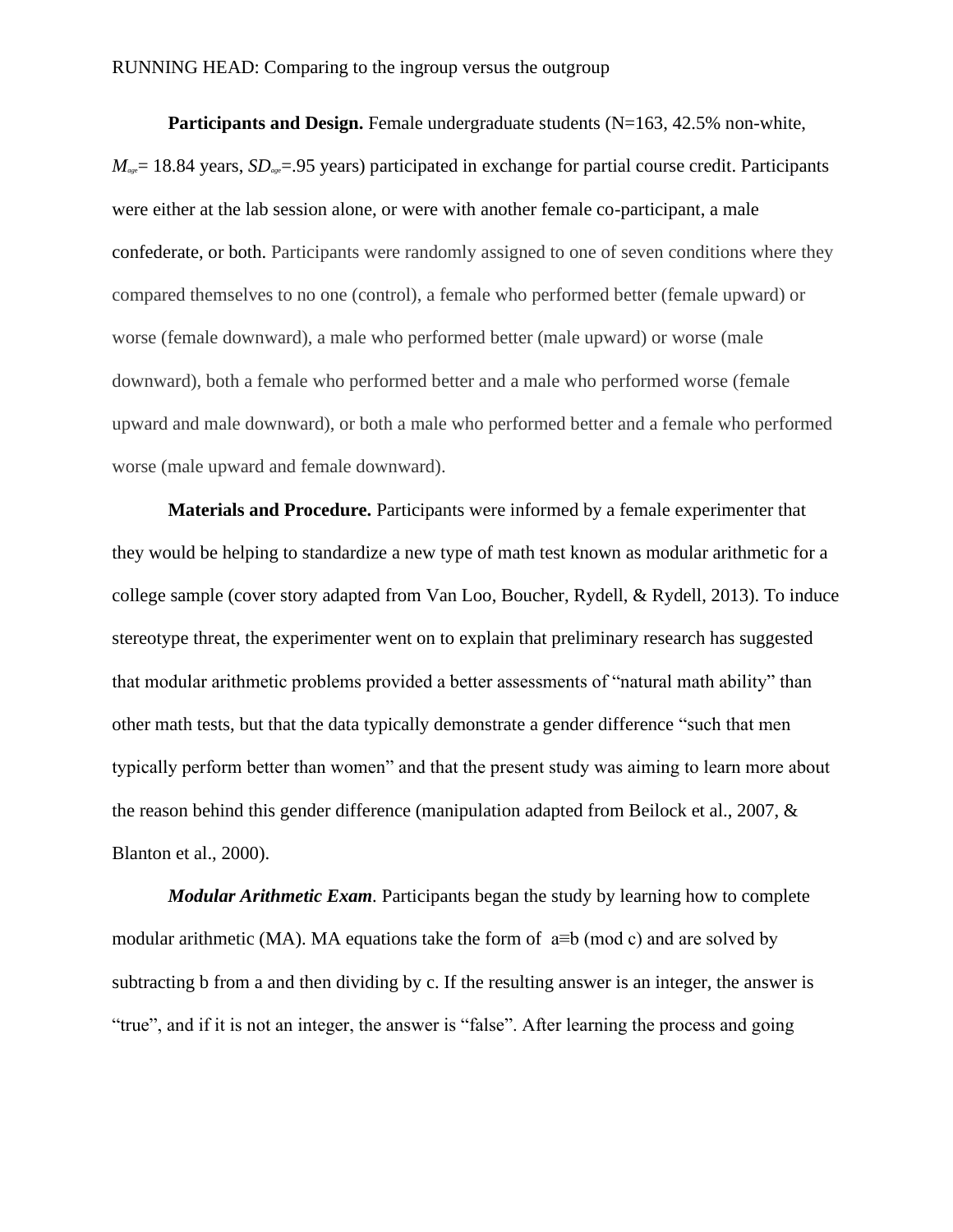**Participants and Design.** Female undergraduate students (N=163, 42.5% non-white, $M_{age}$= 18.84 years, $SD_{age}$=.95 years) participated in exchange for partial course credit. Participants were either at the lab session alone, or were with another female co-participant, a male confederate, or both. Participants were randomly assigned to one of seven conditions where they compared themselves to no one (control), a female who performed better (female upward) or worse (female downward), a male who performed better (male upward) or worse (male downward), both a female who performed better and a male who performed worse (female upward and male downward), or both a male who performed better and a female who performed worse (male upward and female downward).

**Materials and Procedure.** Participants were informed by a female experimenter that they would be helping to standardize a new type of math test known as modular arithmetic for a college sample (cover story adapted from Van Loo, Boucher, Rydell, & Rydell, 2013). To induce stereotype threat, the experimenter went on to explain that preliminary research has suggested that modular arithmetic problems provided a better assessments of "natural math ability" than other math tests, but that the data typically demonstrate a gender difference "such that men typically perform better than women" and that the present study was aiming to learn more about the reason behind this gender difference (manipulation adapted from Beilock et al., 2007, & Blanton et al., 2000).

***Modular Arithmetic Exam***. Participants began the study by learning how to complete modular arithmetic (MA). MA equations take the form of $a \equiv b \pmod{c}$ and are solved by subtracting b from a and then dividing by c. If the resulting answer is an integer, the answer is "true", and if it is not an integer, the answer is "false". After learning the process and going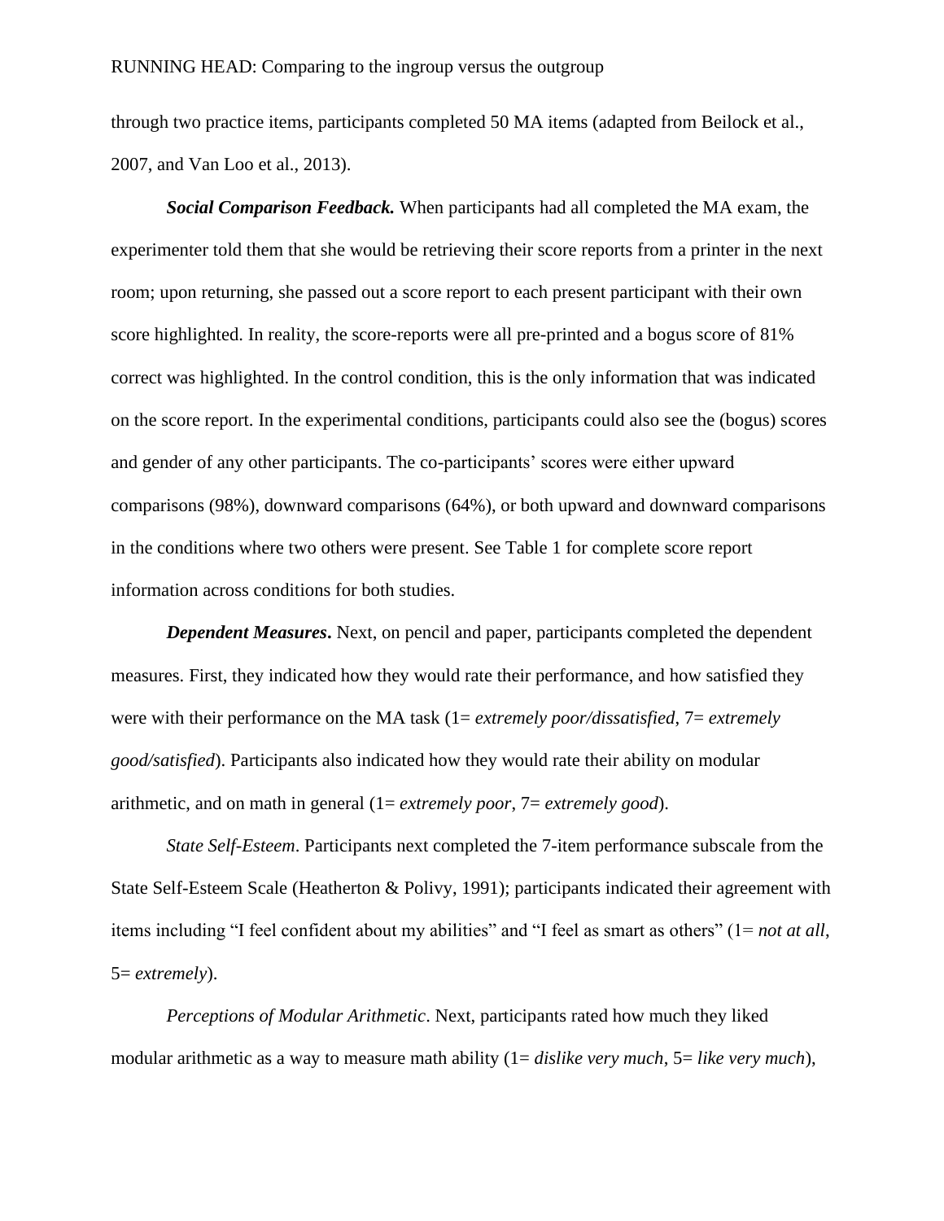through two practice items, participants completed 50 MA items (adapted from Beilock et al., 2007, and Van Loo et al., 2013).

***Social Comparison Feedback.*** When participants had all completed the MA exam, the experimenter told them that she would be retrieving their score reports from a printer in the next room; upon returning, she passed out a score report to each present participant with their own score highlighted. In reality, the score-reports were all pre-printed and a bogus score of 81% correct was highlighted. In the control condition, this is the only information that was indicated on the score report. In the experimental conditions, participants could also see the (bogus) scores and gender of any other participants. The co-participants' scores were either upward comparisons (98%), downward comparisons (64%), or both upward and downward comparisons in the conditions where two others were present. See Table 1 for complete score report information across conditions for both studies.

***Dependent Measures*.** Next, on pencil and paper, participants completed the dependent measures. First, they indicated how they would rate their performance, and how satisfied they were with their performance on the MA task (1= *extremely poor/dissatisfied*, 7= *extremely good/satisfied*). Participants also indicated how they would rate their ability on modular arithmetic, and on math in general (1= *extremely poor*, 7= *extremely good*).

*State Self-Esteem*. Participants next completed the 7-item performance subscale from the State Self-Esteem Scale (Heatherton & Polivy, 1991); participants indicated their agreement with items including "I feel confident about my abilities" and "I feel as smart as others" (1= *not at all*, 5= *extremely*).

*Perceptions of Modular Arithmetic*. Next, participants rated how much they liked modular arithmetic as a way to measure math ability (1= *dislike very much*, 5= *like very much*),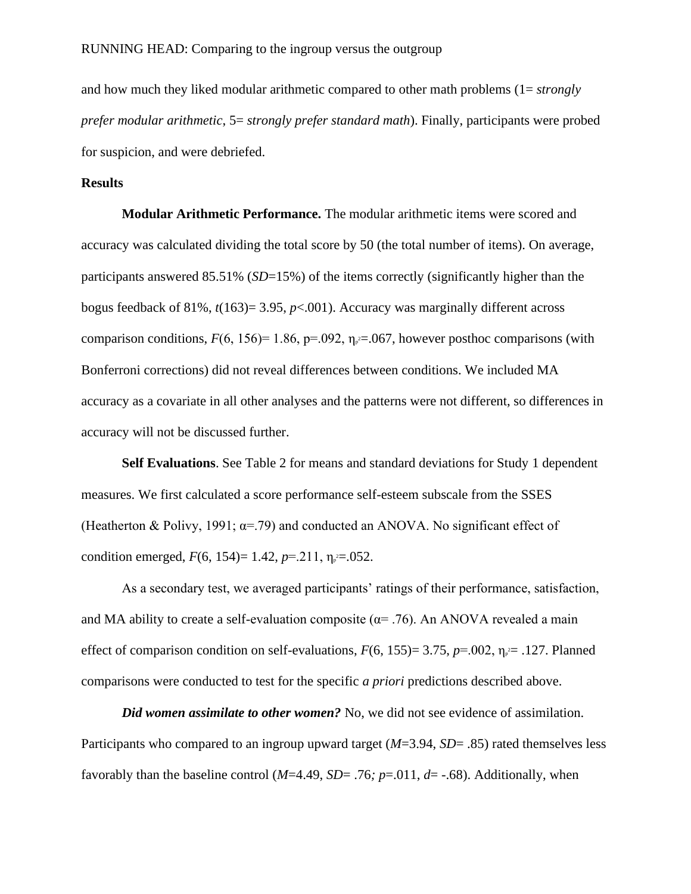and how much they liked modular arithmetic compared to other math problems (1= *strongly prefer modular arithmetic*, 5= *strongly prefer standard math*). Finally, participants were probed for suspicion, and were debriefed.

**Results**

**Modular Arithmetic Performance.** The modular arithmetic items were scored and accuracy was calculated dividing the total score by 50 (the total number of items). On average, participants answered 85.51% (*SD*=15%) of the items correctly (significantly higher than the bogus feedback of 81%, $t(163)= 3.95$, $p<.001$). Accuracy was marginally different across comparison conditions, $F(6, 156)= 1.86$, $p=.092$, $\eta_p^2=.067$, however posthoc comparisons (with Bonferroni corrections) did not reveal differences between conditions. We included MA accuracy as a covariate in all other analyses and the patterns were not different, so differences in accuracy will not be discussed further.

**Self Evaluations**. See Table 2 for means and standard deviations for Study 1 dependent measures. We first calculated a score performance self-esteem subscale from the SSES (Heatherton & Polivy, 1991; $\alpha=.79$) and conducted an ANOVA. No significant effect of condition emerged, $F(6, 154)= 1.42$, $p=.211$, $\eta_p^2=.052$.

As a secondary test, we averaged participants' ratings of their performance, satisfaction, and MA ability to create a self-evaluation composite ($\alpha= .76$). An ANOVA revealed a main effect of comparison condition on self-evaluations, $F(6, 155)= 3.75$, $p=.002$, $\eta_p^2= .127$. Planned comparisons were conducted to test for the specific *a priori* predictions described above.

***Did women assimilate to other women?*** No, we did not see evidence of assimilation. Participants who compared to an ingroup upward target ($M$=3.94, $SD$= .85) rated themselves less favorably than the baseline control ($M$=4.49, $SD$= .76*;* $p$=.011, $d$= -.68). Additionally, when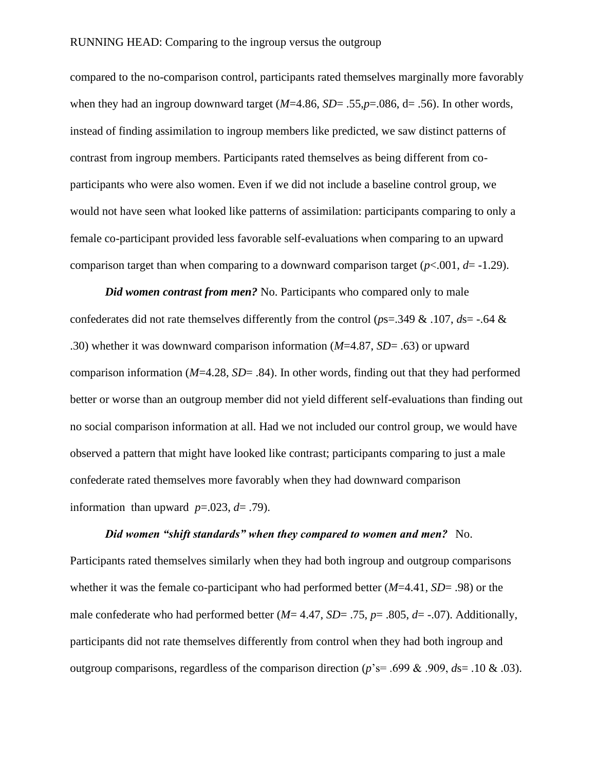compared to the no-comparison control, participants rated themselves marginally more favorably when they had an ingroup downward target (*M*=4.86, *SD*= .55,*p*=.086, d= .56). In other words, instead of finding assimilation to ingroup members like predicted, we saw distinct patterns of contrast from ingroup members. Participants rated themselves as being different from co-participants who were also women. Even if we did not include a baseline control group, we would not have seen what looked like patterns of assimilation: participants comparing to only a female co-participant provided less favorable self-evaluations when comparing to an upward comparison target than when comparing to a downward comparison target (*p*<.001, *d*= -1.29).

***Did women contrast from men?*** No. Participants who compared only to male confederates did not rate themselves differently from the control (*p*s=.349 & .107, *d*s= -.64 & .30) whether it was downward comparison information (*M*=4.87, *SD*= .63) or upward comparison information (*M*=4.28, *SD*= .84). In other words, finding out that they had performed better or worse than an outgroup member did not yield different self-evaluations than finding out no social comparison information at all. Had we not included our control group, we would have observed a pattern that might have looked like contrast; participants comparing to just a male confederate rated themselves more favorably when they had downward comparison information than upward *p*=.023, *d*= .79).

***Did women "shift standards" when they compared to women and men?*** No. Participants rated themselves similarly when they had both ingroup and outgroup comparisons whether it was the female co-participant who had performed better (*M*=4.41, *SD*= .98) or the male confederate who had performed better (*M*= 4.47, *SD*= .75, *p*= .805, *d*= -.07). Additionally, participants did not rate themselves differently from control when they had both ingroup and outgroup comparisons, regardless of the comparison direction (*p*'s= .699 & .909, *d*s= .10 & .03).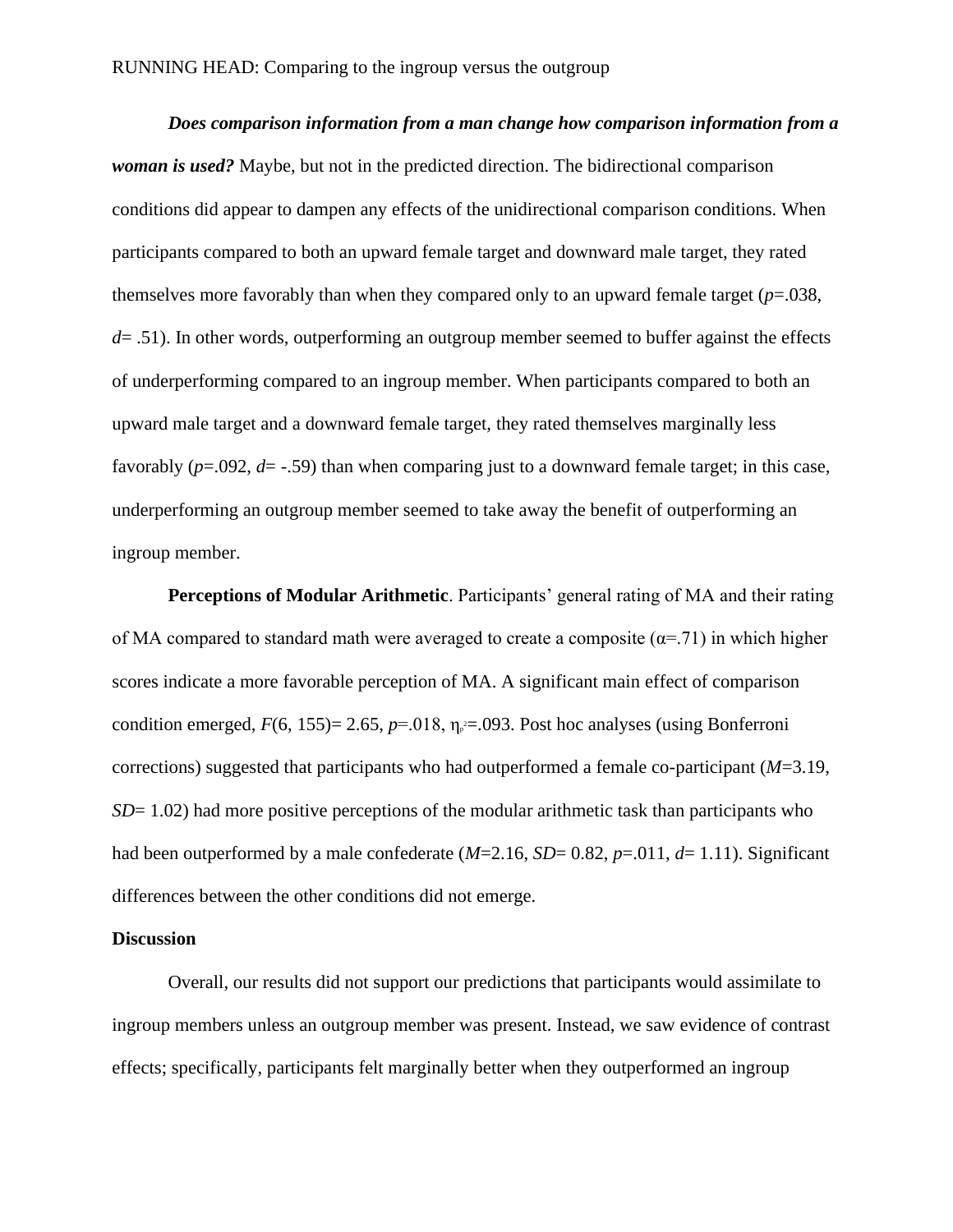***Does comparison information from a man change how comparison information from a woman is used?*** Maybe, but not in the predicted direction. The bidirectional comparison conditions did appear to dampen any effects of the unidirectional comparison conditions. When participants compared to both an upward female target and downward male target, they rated themselves more favorably than when they compared only to an upward female target (*p*=.038, *d*= .51). In other words, outperforming an outgroup member seemed to buffer against the effects of underperforming compared to an ingroup member. When participants compared to both an upward male target and a downward female target, they rated themselves marginally less favorably (*p*=.092, *d*= -.59) than when comparing just to a downward female target; in this case, underperforming an outgroup member seemed to take away the benefit of outperforming an ingroup member.

**Perceptions of Modular Arithmetic**. Participants' general rating of MA and their rating of MA compared to standard math were averaged to create a composite ($\alpha$=.71) in which higher scores indicate a more favorable perception of MA. A significant main effect of comparison condition emerged, $F(6, 155)$= 2.65, *p*=.018, $\eta_p^2$=.093. Post hoc analyses (using Bonferroni corrections) suggested that participants who had outperformed a female co-participant (*M*=3.19, *SD*= 1.02) had more positive perceptions of the modular arithmetic task than participants who had been outperformed by a male confederate (*M*=2.16, *SD*= 0.82, *p*=.011, *d*= 1.11). Significant differences between the other conditions did not emerge.

## Discussion

Overall, our results did not support our predictions that participants would assimilate to ingroup members unless an outgroup member was present. Instead, we saw evidence of contrast effects; specifically, participants felt marginally better when they outperformed an ingroup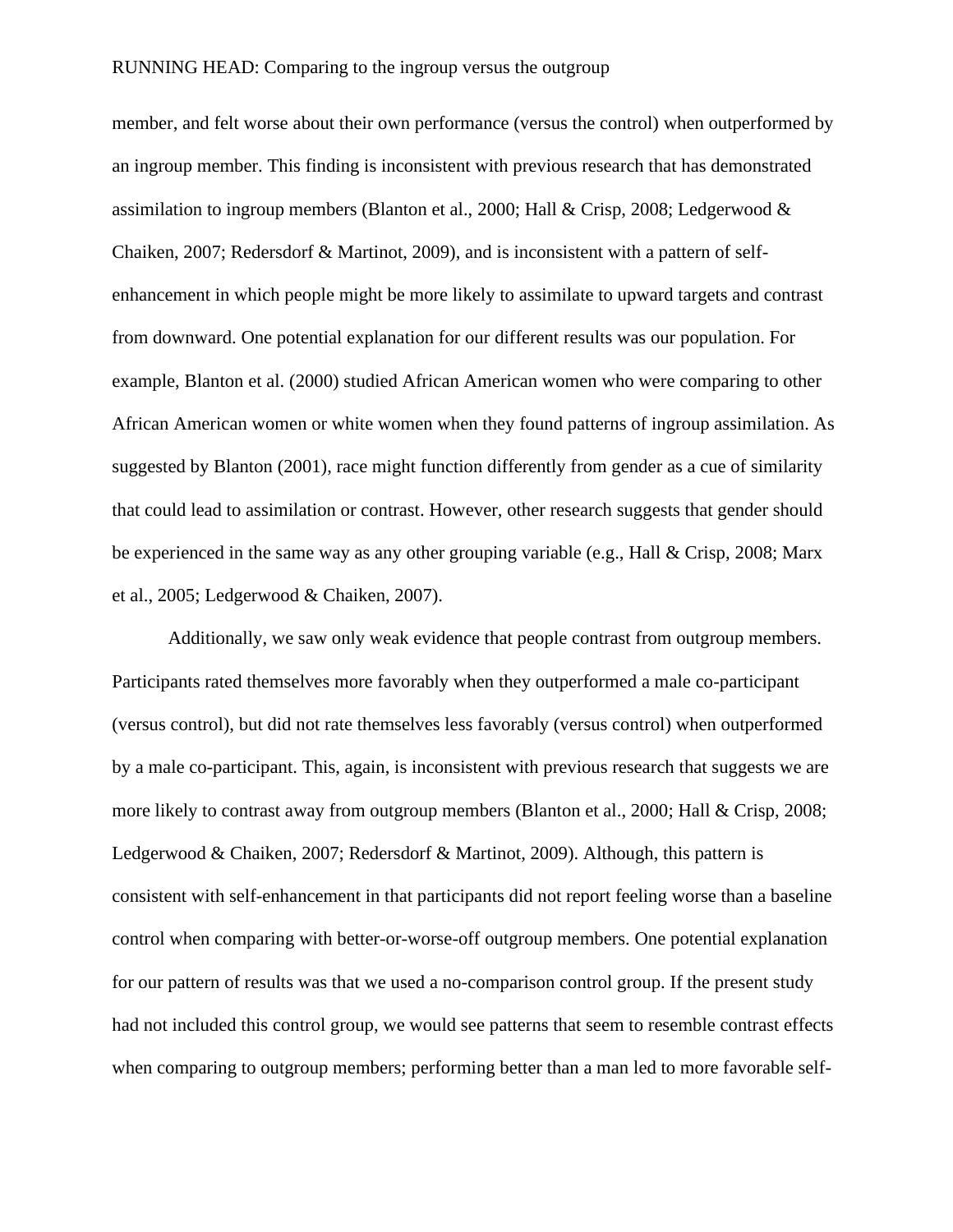member, and felt worse about their own performance (versus the control) when outperformed by an ingroup member. This finding is inconsistent with previous research that has demonstrated assimilation to ingroup members (Blanton et al., 2000; Hall & Crisp, 2008; Ledgerwood & Chaiken, 2007; Redersdorf & Martinot, 2009), and is inconsistent with a pattern of self-enhancement in which people might be more likely to assimilate to upward targets and contrast from downward. One potential explanation for our different results was our population. For example, Blanton et al. (2000) studied African American women who were comparing to other African American women or white women when they found patterns of ingroup assimilation. As suggested by Blanton (2001), race might function differently from gender as a cue of similarity that could lead to assimilation or contrast. However, other research suggests that gender should be experienced in the same way as any other grouping variable (e.g., Hall & Crisp, 2008; Marx et al., 2005; Ledgerwood & Chaiken, 2007).

Additionally, we saw only weak evidence that people contrast from outgroup members. Participants rated themselves more favorably when they outperformed a male co-participant (versus control), but did not rate themselves less favorably (versus control) when outperformed by a male co-participant. This, again, is inconsistent with previous research that suggests we are more likely to contrast away from outgroup members (Blanton et al., 2000; Hall & Crisp, 2008; Ledgerwood & Chaiken, 2007; Redersdorf & Martinot, 2009). Although, this pattern is consistent with self-enhancement in that participants did not report feeling worse than a baseline control when comparing with better-or-worse-off outgroup members. One potential explanation for our pattern of results was that we used a no-comparison control group. If the present study had not included this control group, we would see patterns that seem to resemble contrast effects when comparing to outgroup members; performing better than a man led to more favorable self-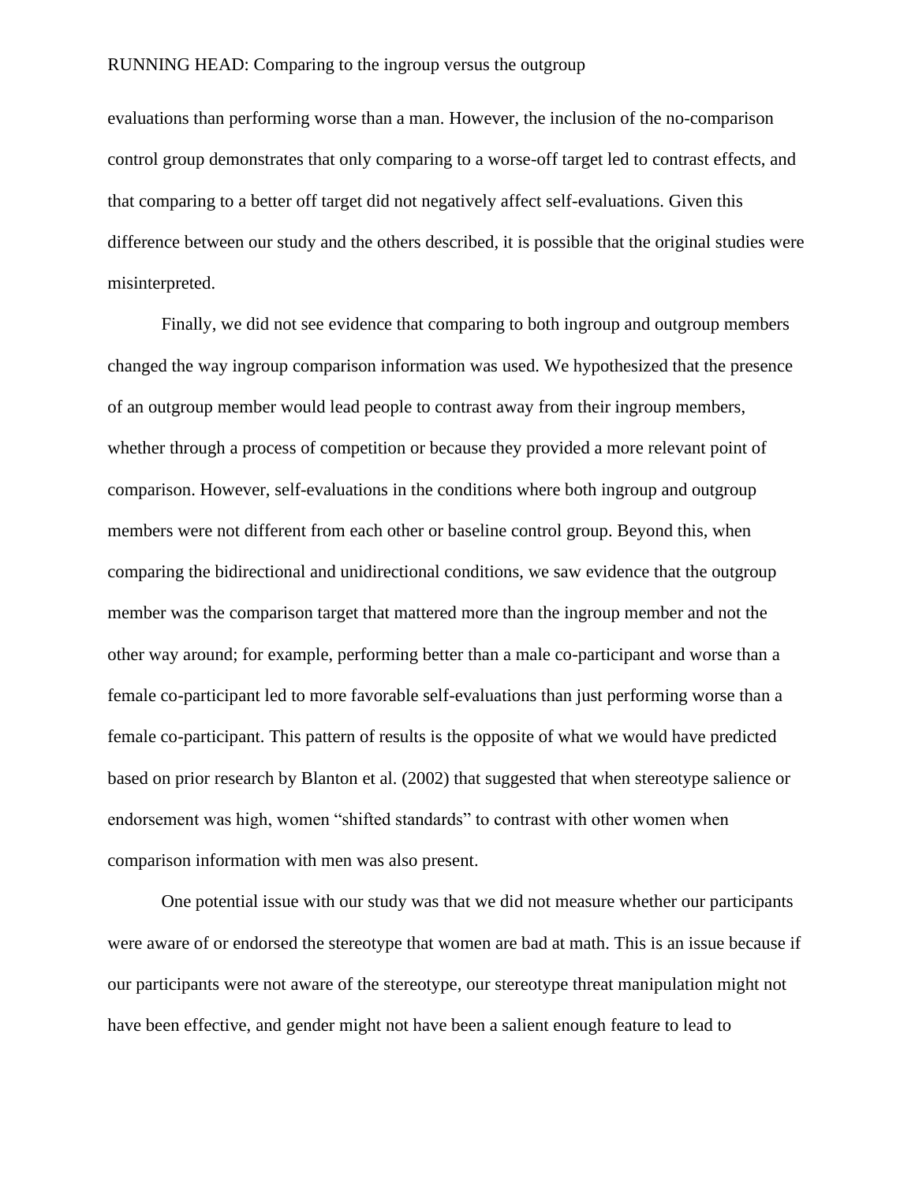evaluations than performing worse than a man. However, the inclusion of the no-comparison control group demonstrates that only comparing to a worse-off target led to contrast effects, and that comparing to a better off target did not negatively affect self-evaluations. Given this difference between our study and the others described, it is possible that the original studies were misinterpreted.

Finally, we did not see evidence that comparing to both ingroup and outgroup members changed the way ingroup comparison information was used. We hypothesized that the presence of an outgroup member would lead people to contrast away from their ingroup members, whether through a process of competition or because they provided a more relevant point of comparison. However, self-evaluations in the conditions where both ingroup and outgroup members were not different from each other or baseline control group. Beyond this, when comparing the bidirectional and unidirectional conditions, we saw evidence that the outgroup member was the comparison target that mattered more than the ingroup member and not the other way around; for example, performing better than a male co-participant and worse than a female co-participant led to more favorable self-evaluations than just performing worse than a female co-participant. This pattern of results is the opposite of what we would have predicted based on prior research by Blanton et al. (2002) that suggested that when stereotype salience or endorsement was high, women "shifted standards" to contrast with other women when comparison information with men was also present.

One potential issue with our study was that we did not measure whether our participants were aware of or endorsed the stereotype that women are bad at math. This is an issue because if our participants were not aware of the stereotype, our stereotype threat manipulation might not have been effective, and gender might not have been a salient enough feature to lead to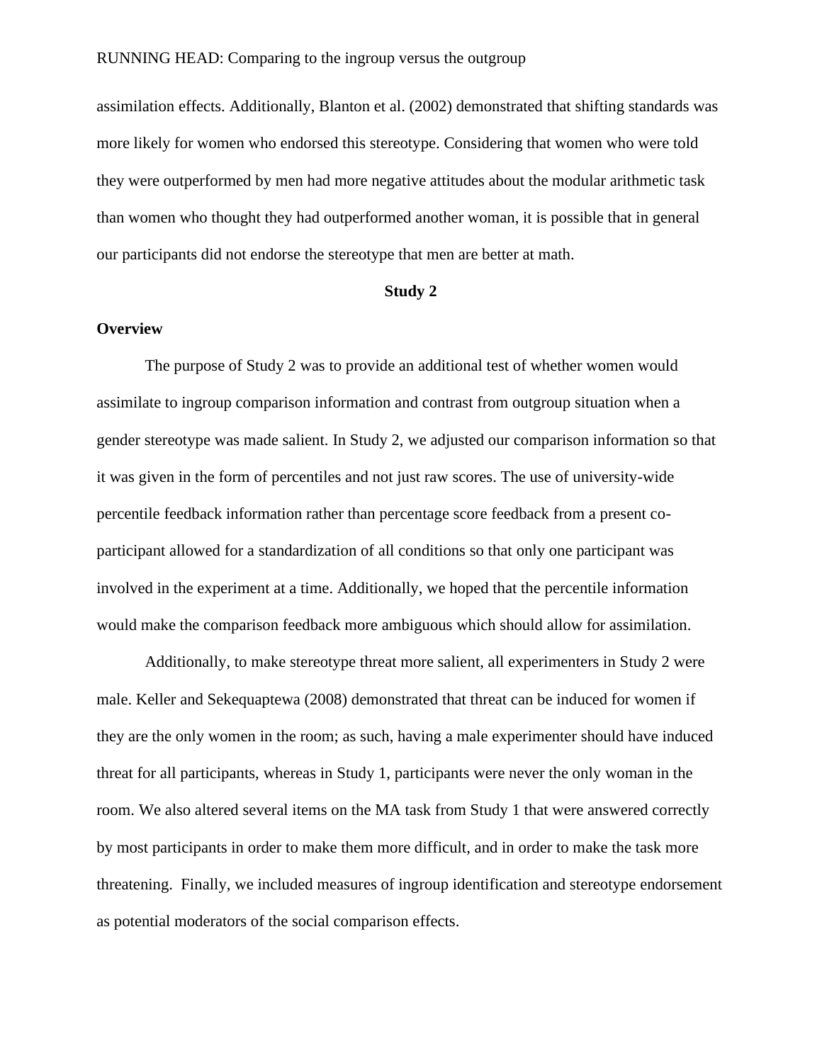assimilation effects. Additionally, Blanton et al. (2002) demonstrated that shifting standards was more likely for women who endorsed this stereotype. Considering that women who were told they were outperformed by men had more negative attitudes about the modular arithmetic task than women who thought they had outperformed another woman, it is possible that in general our participants did not endorse the stereotype that men are better at math.

## Study 2

### Overview

The purpose of Study 2 was to provide an additional test of whether women would assimilate to ingroup comparison information and contrast from outgroup situation when a gender stereotype was made salient. In Study 2, we adjusted our comparison information so that it was given in the form of percentiles and not just raw scores. The use of university-wide percentile feedback information rather than percentage score feedback from a present co-participant allowed for a standardization of all conditions so that only one participant was involved in the experiment at a time. Additionally, we hoped that the percentile information would make the comparison feedback more ambiguous which should allow for assimilation.

Additionally, to make stereotype threat more salient, all experimenters in Study 2 were male. Keller and Sekequaptewa (2008) demonstrated that threat can be induced for women if they are the only women in the room; as such, having a male experimenter should have induced threat for all participants, whereas in Study 1, participants were never the only woman in the room. We also altered several items on the MA task from Study 1 that were answered correctly by most participants in order to make them more difficult, and in order to make the task more threatening. Finally, we included measures of ingroup identification and stereotype endorsement as potential moderators of the social comparison effects.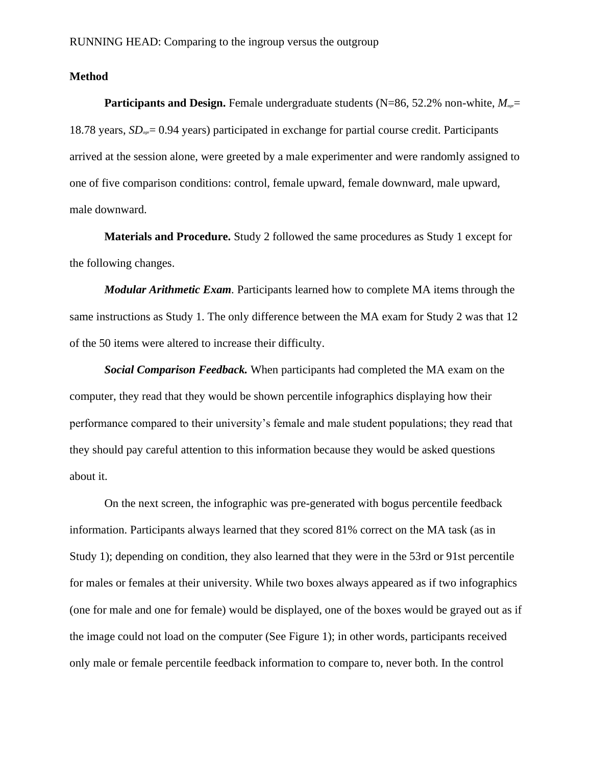**Method**

**Participants and Design.** Female undergraduate students (N=86, 52.2% non-white, $M_{age}$= 18.78 years, $SD_{age}$= 0.94 years) participated in exchange for partial course credit. Participants arrived at the session alone, were greeted by a male experimenter and were randomly assigned to one of five comparison conditions: control, female upward, female downward, male upward, male downward.

**Materials and Procedure.** Study 2 followed the same procedures as Study 1 except for the following changes.

***Modular Arithmetic Exam***. Participants learned how to complete MA items through the same instructions as Study 1. The only difference between the MA exam for Study 2 was that 12 of the 50 items were altered to increase their difficulty.

***Social Comparison Feedback.*** When participants had completed the MA exam on the computer, they read that they would be shown percentile infographics displaying how their performance compared to their university's female and male student populations; they read that they should pay careful attention to this information because they would be asked questions about it.

On the next screen, the infographic was pre-generated with bogus percentile feedback information. Participants always learned that they scored 81% correct on the MA task (as in Study 1); depending on condition, they also learned that they were in the 53rd or 91st percentile for males or females at their university. While two boxes always appeared as if two infographics (one for male and one for female) would be displayed, one of the boxes would be grayed out as if the image could not load on the computer (See Figure 1); in other words, participants received only male or female percentile feedback information to compare to, never both. In the control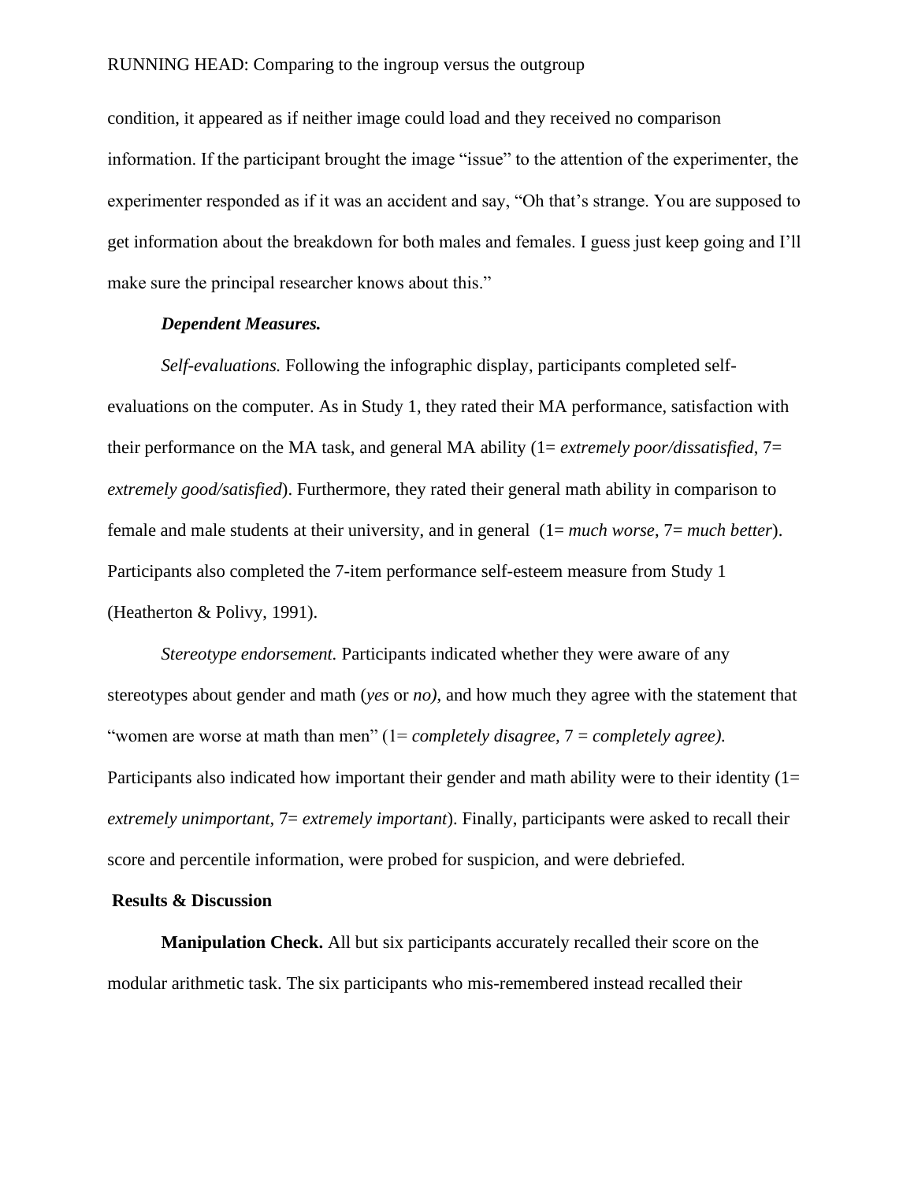condition, it appeared as if neither image could load and they received no comparison information. If the participant brought the image "issue" to the attention of the experimenter, the experimenter responded as if it was an accident and say, "Oh that's strange. You are supposed to get information about the breakdown for both males and females. I guess just keep going and I'll make sure the principal researcher knows about this."

***Dependent Measures.***

*Self-evaluations.* Following the infographic display, participants completed self-evaluations on the computer. As in Study 1, they rated their MA performance, satisfaction with their performance on the MA task, and general MA ability (1= *extremely poor/dissatisfied*, 7= *extremely good/satisfied*). Furthermore, they rated their general math ability in comparison to female and male students at their university, and in general (1= *much worse*, 7= *much better*). Participants also completed the 7-item performance self-esteem measure from Study 1 (Heatherton & Polivy, 1991).

*Stereotype endorsement.* Participants indicated whether they were aware of any stereotypes about gender and math (*yes* or *no),* and how much they agree with the statement that "women are worse at math than men" (1= *completely disagree,* 7 = *completely agree).* Participants also indicated how important their gender and math ability were to their identity (1= *extremely unimportant,* 7= *extremely important*). Finally, participants were asked to recall their score and percentile information, were probed for suspicion, and were debriefed.

**Results & Discussion**

**Manipulation Check.** All but six participants accurately recalled their score on the modular arithmetic task. The six participants who mis-remembered instead recalled their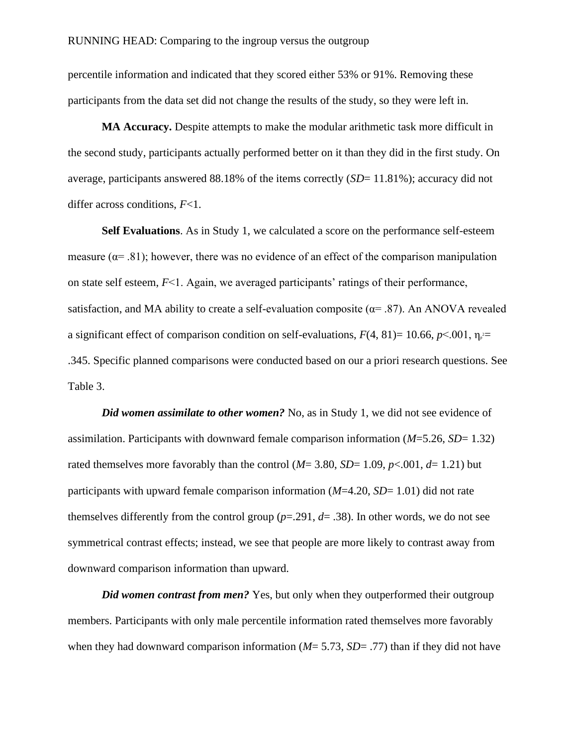percentile information and indicated that they scored either 53% or 91%. Removing these participants from the data set did not change the results of the study, so they were left in.

**MA Accuracy.** Despite attempts to make the modular arithmetic task more difficult in the second study, participants actually performed better on it than they did in the first study. On average, participants answered 88.18% of the items correctly (*SD*= 11.81%); accuracy did not differ across conditions, $F<1$.

**Self Evaluations**. As in Study 1, we calculated a score on the performance self-esteem measure (α= .81); however, there was no evidence of an effect of the comparison manipulation on state self esteem, $F<1$. Again, we averaged participants' ratings of their performance, satisfaction, and MA ability to create a self-evaluation composite (α= .87). An ANOVA revealed a significant effect of comparison condition on self-evaluations, $F(4, 81)= 10.66$, $p<.001$, $\eta_p^2= .345$. Specific planned comparisons were conducted based on our a priori research questions. See Table 3.

***Did women assimilate to other women?*** No, as in Study 1, we did not see evidence of assimilation. Participants with downward female comparison information (*M*=5.26, *SD*= 1.32) rated themselves more favorably than the control (*M*= 3.80, *SD*= 1.09, $p<.001$, *d*= 1.21) but participants with upward female comparison information (*M*=4.20, *SD*= 1.01) did not rate themselves differently from the control group ($p=.291$, *d*= .38). In other words, we do not see symmetrical contrast effects; instead, we see that people are more likely to contrast away from downward comparison information than upward.

***Did women contrast from men?*** Yes, but only when they outperformed their outgroup members. Participants with only male percentile information rated themselves more favorably when they had downward comparison information (*M*= 5.73, *SD*= .77) than if they did not have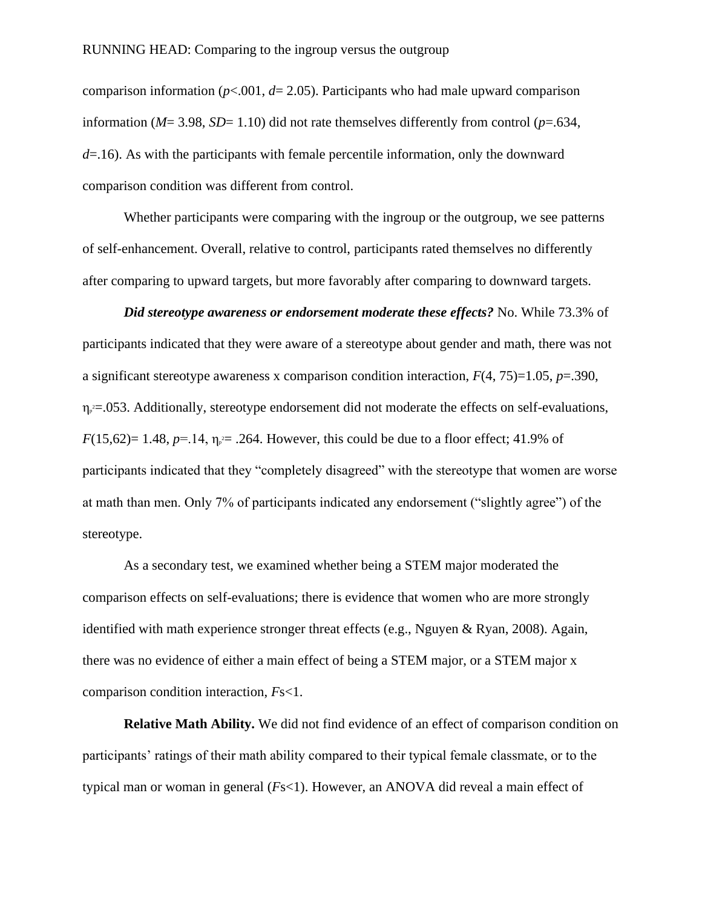comparison information ($p$<.001, $d$= 2.05). Participants who had male upward comparison information ($M$= 3.98, $SD$= 1.10) did not rate themselves differently from control ($p$=.634, $d$=.16). As with the participants with female percentile information, only the downward comparison condition was different from control.

Whether participants were comparing with the ingroup or the outgroup, we see patterns of self-enhancement. Overall, relative to control, participants rated themselves no differently after comparing to upward targets, but more favorably after comparing to downward targets.

***Did stereotype awareness or endorsement moderate these effects?*** No. While 73.3% of participants indicated that they were aware of a stereotype about gender and math, there was not a significant stereotype awareness x comparison condition interaction, $F(4, 75)$=1.05, $p$=.390, $\eta_p^2$=.053. Additionally, stereotype endorsement did not moderate the effects on self-evaluations, $F(15,62)$= 1.48, $p$=.14, $\eta_p^2$= .264. However, this could be due to a floor effect; 41.9% of participants indicated that they "completely disagreed" with the stereotype that women are worse at math than men. Only 7% of participants indicated any endorsement ("slightly agree") of the stereotype.

As a secondary test, we examined whether being a STEM major moderated the comparison effects on self-evaluations; there is evidence that women who are more strongly identified with math experience stronger threat effects (e.g., Nguyen & Ryan, 2008). Again, there was no evidence of either a main effect of being a STEM major, or a STEM major x comparison condition interaction, $F$s<1.

**Relative Math Ability.** We did not find evidence of an effect of comparison condition on participants' ratings of their math ability compared to their typical female classmate, or to the typical man or woman in general ($F$s<1). However, an ANOVA did reveal a main effect of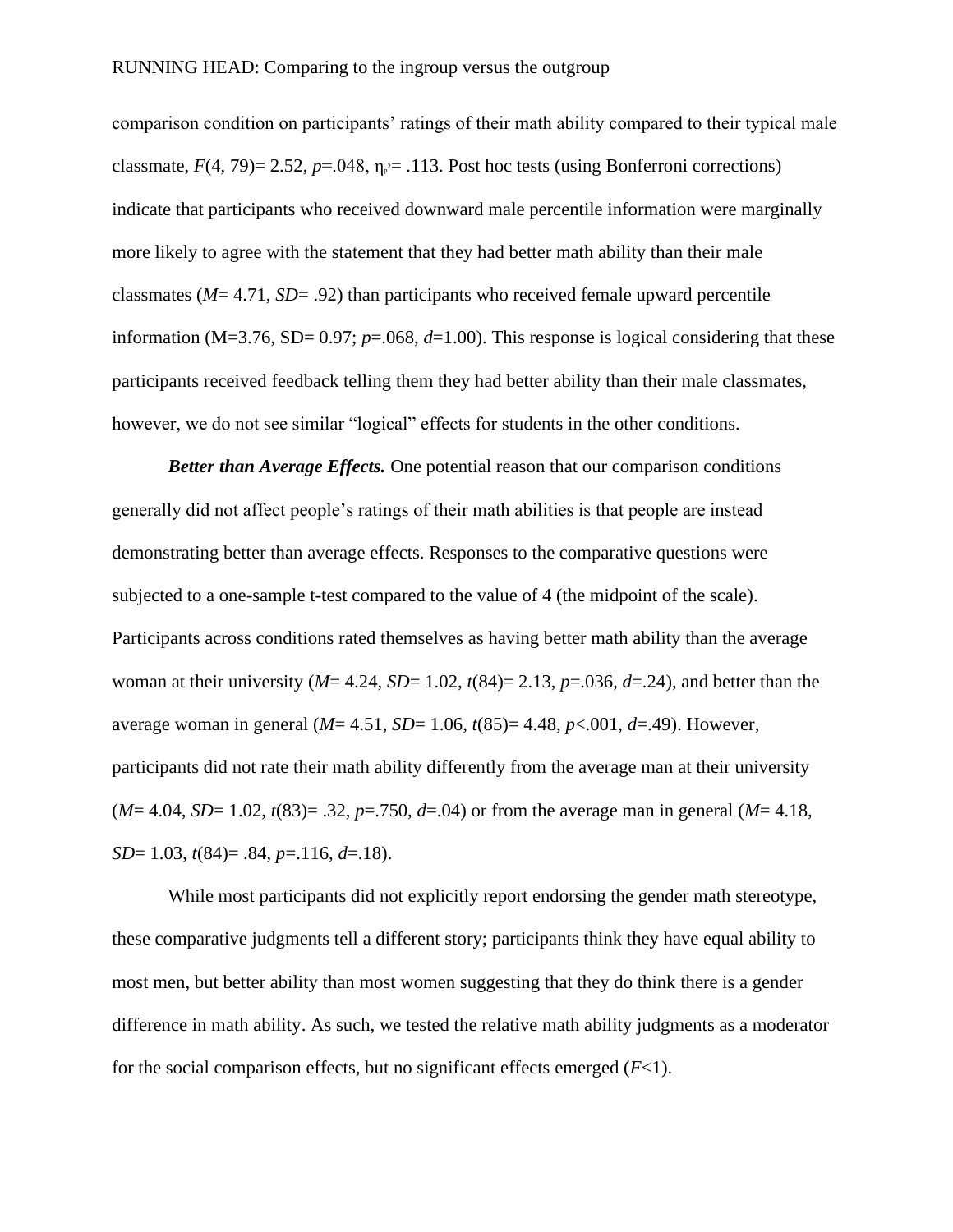comparison condition on participants' ratings of their math ability compared to their typical male classmate, $F(4, 79)= 2.52$, $p=.048$, $\eta_p^2= .113$. Post hoc tests (using Bonferroni corrections) indicate that participants who received downward male percentile information were marginally more likely to agree with the statement that they had better math ability than their male classmates ($M= 4.71$, $SD= .92$) than participants who received female upward percentile information ($M=3.76$, $SD= 0.97$; $p=.068$, $d=1.00$). This response is logical considering that these participants received feedback telling them they had better ability than their male classmates, however, we do not see similar "logical" effects for students in the other conditions.

***Better than Average Effects.*** One potential reason that our comparison conditions generally did not affect people's ratings of their math abilities is that people are instead demonstrating better than average effects. Responses to the comparative questions were subjected to a one-sample t-test compared to the value of 4 (the midpoint of the scale). Participants across conditions rated themselves as having better math ability than the average woman at their university ($M= 4.24$, $SD= 1.02$, $t(84)= 2.13$, $p=.036$, $d=.24$), and better than the average woman in general ($M= 4.51$, $SD= 1.06$, $t(85)= 4.48$, $p<.001$, $d=.49$). However, participants did not rate their math ability differently from the average man at their university ($M= 4.04$, $SD= 1.02$, $t(83)= .32$, $p=.750$, $d=.04$) or from the average man in general ($M= 4.18$, $SD= 1.03$, $t(84)= .84$, $p=.116$, $d=.18$).

While most participants did not explicitly report endorsing the gender math stereotype, these comparative judgments tell a different story; participants think they have equal ability to most men, but better ability than most women suggesting that they do think there is a gender difference in math ability. As such, we tested the relative math ability judgments as a moderator for the social comparison effects, but no significant effects emerged ($F<1$).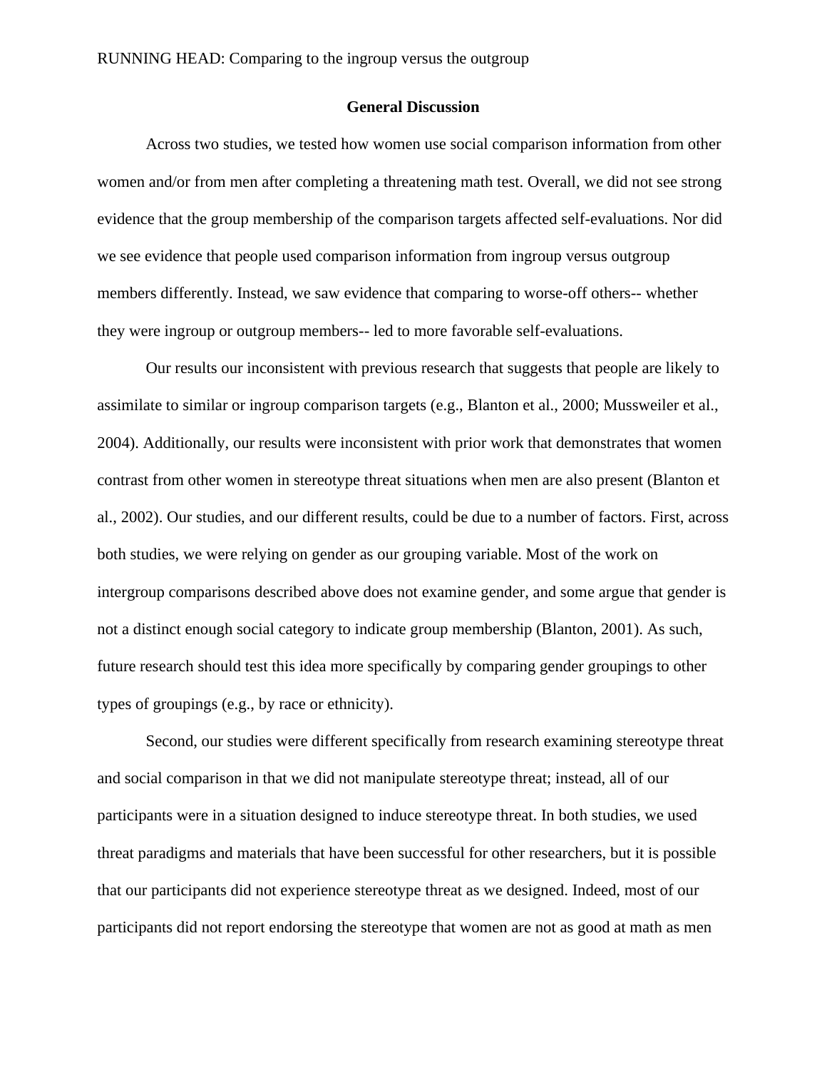## General Discussion

Across two studies, we tested how women use social comparison information from other women and/or from men after completing a threatening math test. Overall, we did not see strong evidence that the group membership of the comparison targets affected self-evaluations. Nor did we see evidence that people used comparison information from ingroup versus outgroup members differently. Instead, we saw evidence that comparing to worse-off others-- whether they were ingroup or outgroup members-- led to more favorable self-evaluations.

Our results our inconsistent with previous research that suggests that people are likely to assimilate to similar or ingroup comparison targets (e.g., Blanton et al., 2000; Mussweiler et al., 2004). Additionally, our results were inconsistent with prior work that demonstrates that women contrast from other women in stereotype threat situations when men are also present (Blanton et al., 2002). Our studies, and our different results, could be due to a number of factors. First, across both studies, we were relying on gender as our grouping variable. Most of the work on intergroup comparisons described above does not examine gender, and some argue that gender is not a distinct enough social category to indicate group membership (Blanton, 2001). As such, future research should test this idea more specifically by comparing gender groupings to other types of groupings (e.g., by race or ethnicity).

Second, our studies were different specifically from research examining stereotype threat and social comparison in that we did not manipulate stereotype threat; instead, all of our participants were in a situation designed to induce stereotype threat. In both studies, we used threat paradigms and materials that have been successful for other researchers, but it is possible that our participants did not experience stereotype threat as we designed. Indeed, most of our participants did not report endorsing the stereotype that women are not as good at math as men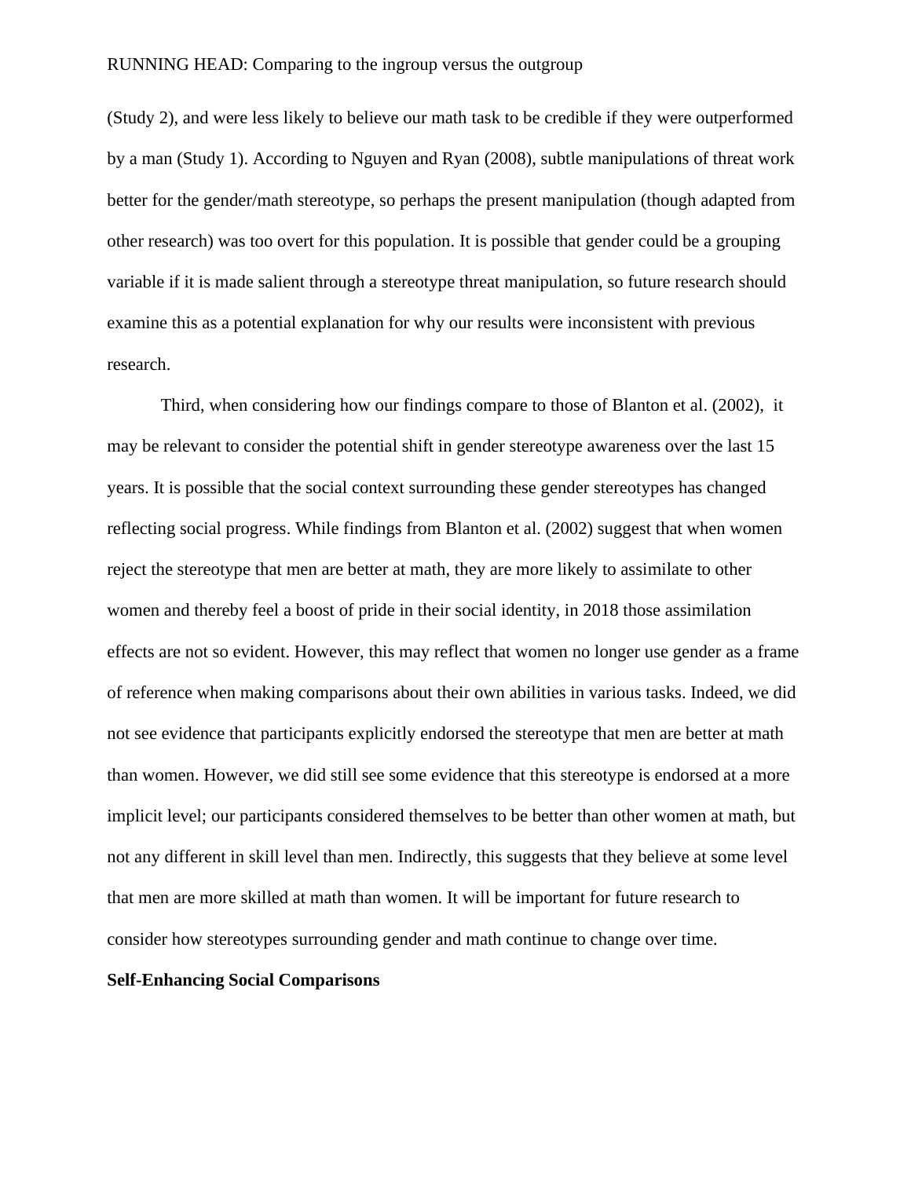(Study 2), and were less likely to believe our math task to be credible if they were outperformed by a man (Study 1). According to Nguyen and Ryan (2008), subtle manipulations of threat work better for the gender/math stereotype, so perhaps the present manipulation (though adapted from other research) was too overt for this population. It is possible that gender could be a grouping variable if it is made salient through a stereotype threat manipulation, so future research should examine this as a potential explanation for why our results were inconsistent with previous research.

Third, when considering how our findings compare to those of Blanton et al. (2002), it may be relevant to consider the potential shift in gender stereotype awareness over the last 15 years. It is possible that the social context surrounding these gender stereotypes has changed reflecting social progress. While findings from Blanton et al. (2002) suggest that when women reject the stereotype that men are better at math, they are more likely to assimilate to other women and thereby feel a boost of pride in their social identity, in 2018 those assimilation effects are not so evident. However, this may reflect that women no longer use gender as a frame of reference when making comparisons about their own abilities in various tasks. Indeed, we did not see evidence that participants explicitly endorsed the stereotype that men are better at math than women. However, we did still see some evidence that this stereotype is endorsed at a more implicit level; our participants considered themselves to be better than other women at math, but not any different in skill level than men. Indirectly, this suggests that they believe at some level that men are more skilled at math than women. It will be important for future research to consider how stereotypes surrounding gender and math continue to change over time.

**Self-Enhancing Social Comparisons**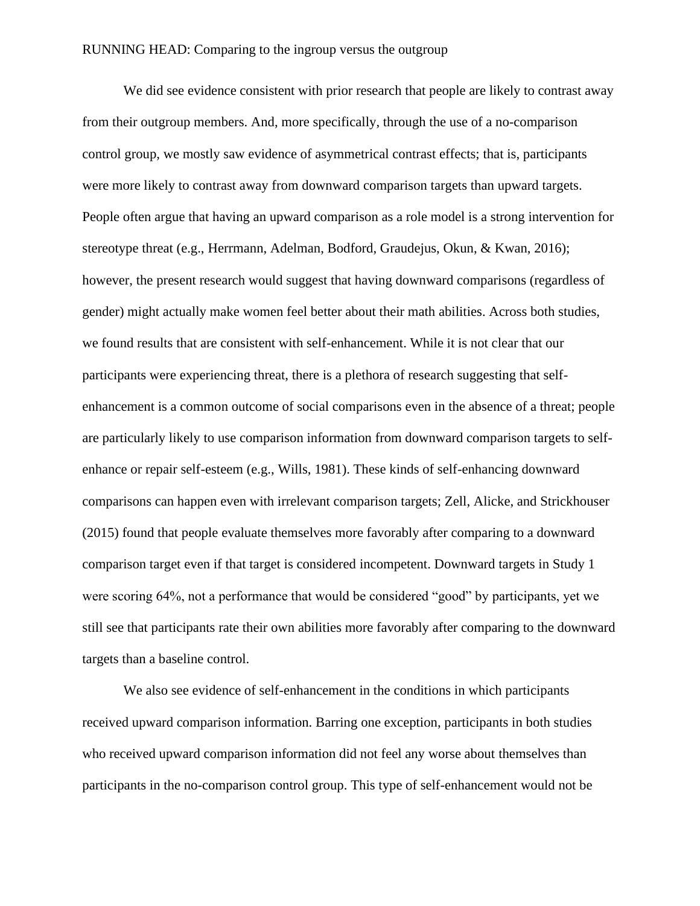We did see evidence consistent with prior research that people are likely to contrast away from their outgroup members. And, more specifically, through the use of a no-comparison control group, we mostly saw evidence of asymmetrical contrast effects; that is, participants were more likely to contrast away from downward comparison targets than upward targets. People often argue that having an upward comparison as a role model is a strong intervention for stereotype threat (e.g., Herrmann, Adelman, Bodford, Graudejus, Okun, & Kwan, 2016); however, the present research would suggest that having downward comparisons (regardless of gender) might actually make women feel better about their math abilities. Across both studies, we found results that are consistent with self-enhancement. While it is not clear that our participants were experiencing threat, there is a plethora of research suggesting that self-enhancement is a common outcome of social comparisons even in the absence of a threat; people are particularly likely to use comparison information from downward comparison targets to self-enhance or repair self-esteem (e.g., Wills, 1981). These kinds of self-enhancing downward comparisons can happen even with irrelevant comparison targets; Zell, Alicke, and Strickhouser (2015) found that people evaluate themselves more favorably after comparing to a downward comparison target even if that target is considered incompetent. Downward targets in Study 1 were scoring 64%, not a performance that would be considered "good" by participants, yet we still see that participants rate their own abilities more favorably after comparing to the downward targets than a baseline control.

We also see evidence of self-enhancement in the conditions in which participants received upward comparison information. Barring one exception, participants in both studies who received upward comparison information did not feel any worse about themselves than participants in the no-comparison control group. This type of self-enhancement would not be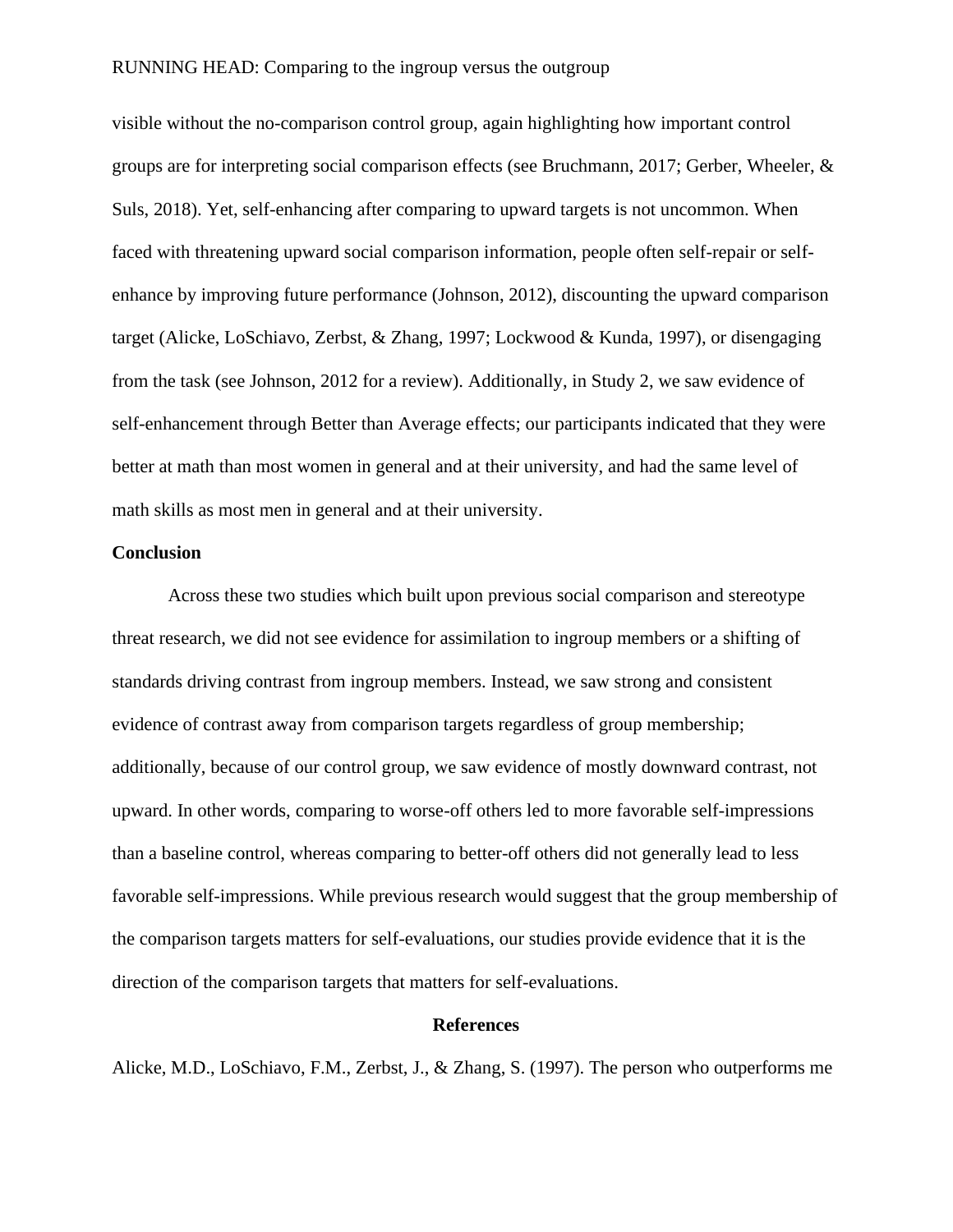visible without the no-comparison control group, again highlighting how important control groups are for interpreting social comparison effects (see Bruchmann, 2017; Gerber, Wheeler, & Suls, 2018). Yet, self-enhancing after comparing to upward targets is not uncommon. When faced with threatening upward social comparison information, people often self-repair or self-enhance by improving future performance (Johnson, 2012), discounting the upward comparison target (Alicke, LoSchiavo, Zerbst, & Zhang, 1997; Lockwood & Kunda, 1997), or disengaging from the task (see Johnson, 2012 for a review). Additionally, in Study 2, we saw evidence of self-enhancement through Better than Average effects; our participants indicated that they were better at math than most women in general and at their university, and had the same level of math skills as most men in general and at their university.

**Conclusion**

Across these two studies which built upon previous social comparison and stereotype threat research, we did not see evidence for assimilation to ingroup members or a shifting of standards driving contrast from ingroup members. Instead, we saw strong and consistent evidence of contrast away from comparison targets regardless of group membership; additionally, because of our control group, we saw evidence of mostly downward contrast, not upward. In other words, comparing to worse-off others led to more favorable self-impressions than a baseline control, whereas comparing to better-off others did not generally lead to less favorable self-impressions. While previous research would suggest that the group membership of the comparison targets matters for self-evaluations, our studies provide evidence that it is the direction of the comparison targets that matters for self-evaluations.

**References**

Alicke, M.D., LoSchiavo, F.M., Zerbst, J., & Zhang, S. (1997). The person who outperforms me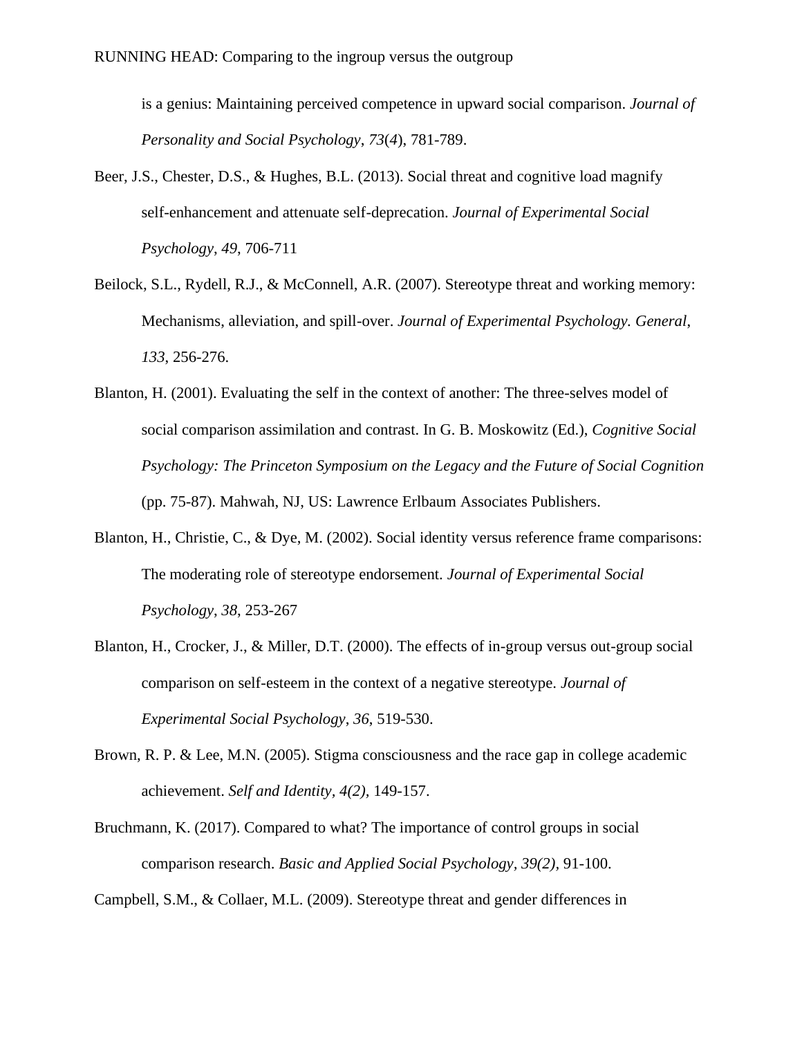is a genius: Maintaining perceived competence in upward social comparison. *Journal of Personality and Social Psychology*, *73*(*4*), 781-789.

Beer, J.S., Chester, D.S., & Hughes, B.L. (2013). Social threat and cognitive load magnify self-enhancement and attenuate self-deprecation. *Journal of Experimental Social Psychology*, *49*, 706-711

Beilock, S.L., Rydell, R.J., & McConnell, A.R. (2007). Stereotype threat and working memory: Mechanisms, alleviation, and spill-over. *Journal of Experimental Psychology. General*, *133*, 256-276.

Blanton, H. (2001). Evaluating the self in the context of another: The three-selves model of social comparison assimilation and contrast. In G. B. Moskowitz (Ed.), *Cognitive Social Psychology: The Princeton Symposium on the Legacy and the Future of Social Cognition* (pp. 75-87). Mahwah, NJ, US: Lawrence Erlbaum Associates Publishers.

Blanton, H., Christie, C., & Dye, M. (2002). Social identity versus reference frame comparisons: The moderating role of stereotype endorsement. *Journal of Experimental Social Psychology*, *38*, 253-267

Blanton, H., Crocker, J., & Miller, D.T. (2000). The effects of in-group versus out-group social comparison on self-esteem in the context of a negative stereotype. *Journal of Experimental Social Psychology*, *36*, 519-530.

Brown, R. P. & Lee, M.N. (2005). Stigma consciousness and the race gap in college academic achievement. *Self and Identity, 4(2),* 149-157.

Bruchmann, K. (2017). Compared to what? The importance of control groups in social comparison research. *Basic and Applied Social Psychology, 39(2),* 91-100.

Campbell, S.M., & Collaer, M.L. (2009). Stereotype threat and gender differences in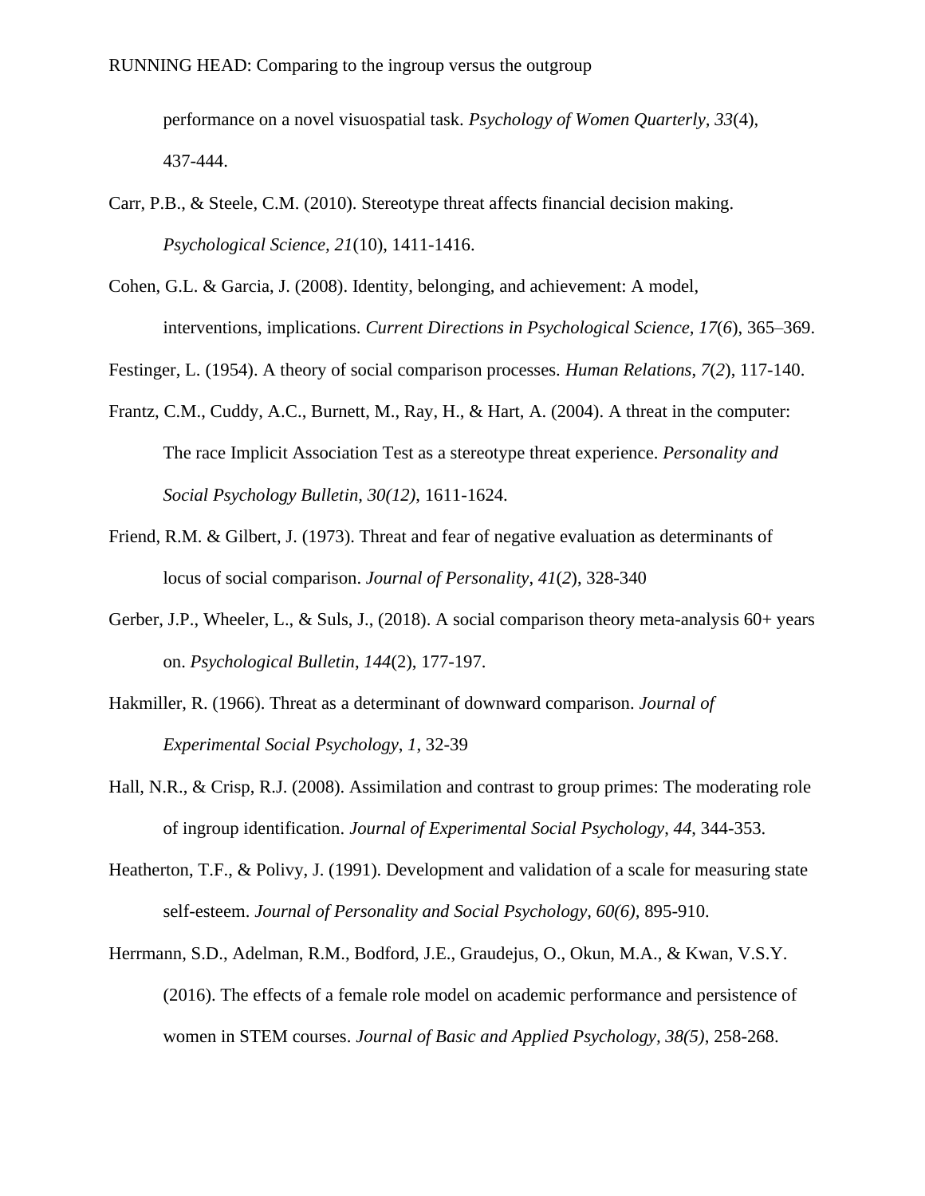performance on a novel visuospatial task. *Psychology of Women Quarterly, 33*(4), 437-444.

Carr, P.B., & Steele, C.M. (2010). Stereotype threat affects financial decision making. *Psychological Science, 21*(10), 1411-1416.

Cohen, G.L. & Garcia, J. (2008). Identity, belonging, and achievement: A model, interventions, implications. *Current Directions in Psychological Science, 17*(*6*), 365–369.

Festinger, L. (1954). A theory of social comparison processes. *Human Relations*, *7*(*2*), 117-140.

Frantz, C.M., Cuddy, A.C., Burnett, M., Ray, H., & Hart, A. (2004). A threat in the computer: The race Implicit Association Test as a stereotype threat experience. *Personality and Social Psychology Bulletin, 30(12)*, 1611-1624.

Friend, R.M. & Gilbert, J. (1973). Threat and fear of negative evaluation as determinants of locus of social comparison. *Journal of Personality*, *41*(*2*), 328-340

Gerber, J.P., Wheeler, L., & Suls, J., (2018). A social comparison theory meta-analysis 60+ years on. *Psychological Bulletin, 144*(2), 177-197.

Hakmiller, R. (1966). Threat as a determinant of downward comparison. *Journal of Experimental Social Psychology*, *1*, 32-39

Hall, N.R., & Crisp, R.J. (2008). Assimilation and contrast to group primes: The moderating role of ingroup identification. *Journal of Experimental Social Psychology*, *44*, 344-353.

Heatherton, T.F., & Polivy, J. (1991). Development and validation of a scale for measuring state self-esteem. *Journal of Personality and Social Psychology, 60(6)*, 895-910.

Herrmann, S.D., Adelman, R.M., Bodford, J.E., Graudejus, O., Okun, M.A., & Kwan, V.S.Y. (2016). The effects of a female role model on academic performance and persistence of women in STEM courses. *Journal of Basic and Applied Psychology*, *38(5)*, 258-268.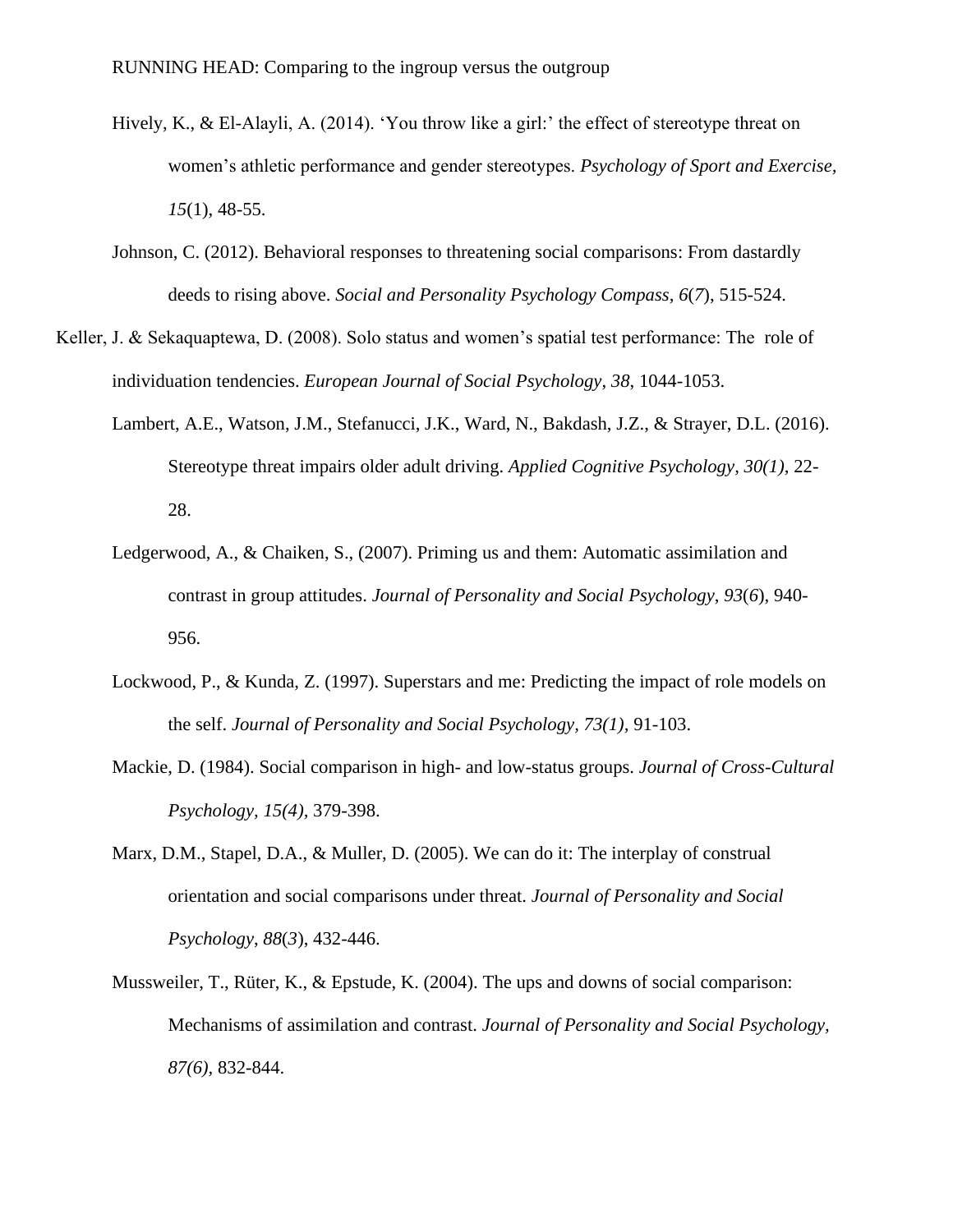Hively, K., & El-Alayli, A. (2014). 'You throw like a girl:' the effect of stereotype threat on women's athletic performance and gender stereotypes. *Psychology of Sport and Exercise, 15*(1), 48-55.

Johnson, C. (2012). Behavioral responses to threatening social comparisons: From dastardly deeds to rising above. *Social and Personality Psychology Compass, 6*(*7*), 515-524.

Keller, J. & Sekaquaptewa, D. (2008). Solo status and women's spatial test performance: The role of individuation tendencies. *European Journal of Social Psychology*, *38*, 1044-1053.

Lambert, A.E., Watson, J.M., Stefanucci, J.K., Ward, N., Bakdash, J.Z., & Strayer, D.L. (2016). Stereotype threat impairs older adult driving. *Applied Cognitive Psychology, 30(1)*, 22-28.

Ledgerwood, A., & Chaiken, S., (2007). Priming us and them: Automatic assimilation and contrast in group attitudes. *Journal of Personality and Social Psychology*, *93*(*6*), 940-956.

Lockwood, P., & Kunda, Z. (1997). Superstars and me: Predicting the impact of role models on the self. *Journal of Personality and Social Psychology, 73(1),* 91-103.

Mackie, D. (1984). Social comparison in high- and low-status groups. *Journal of Cross-Cultural Psychology, 15(4),* 379-398.

Marx, D.M., Stapel, D.A., & Muller, D. (2005). We can do it: The interplay of construal orientation and social comparisons under threat. *Journal of Personality and Social Psychology*, *88*(*3*), 432-446.

Mussweiler, T., Rüter, K., & Epstude, K. (2004). The ups and downs of social comparison: Mechanisms of assimilation and contrast. *Journal of Personality and Social Psychology, 87(6),* 832-844.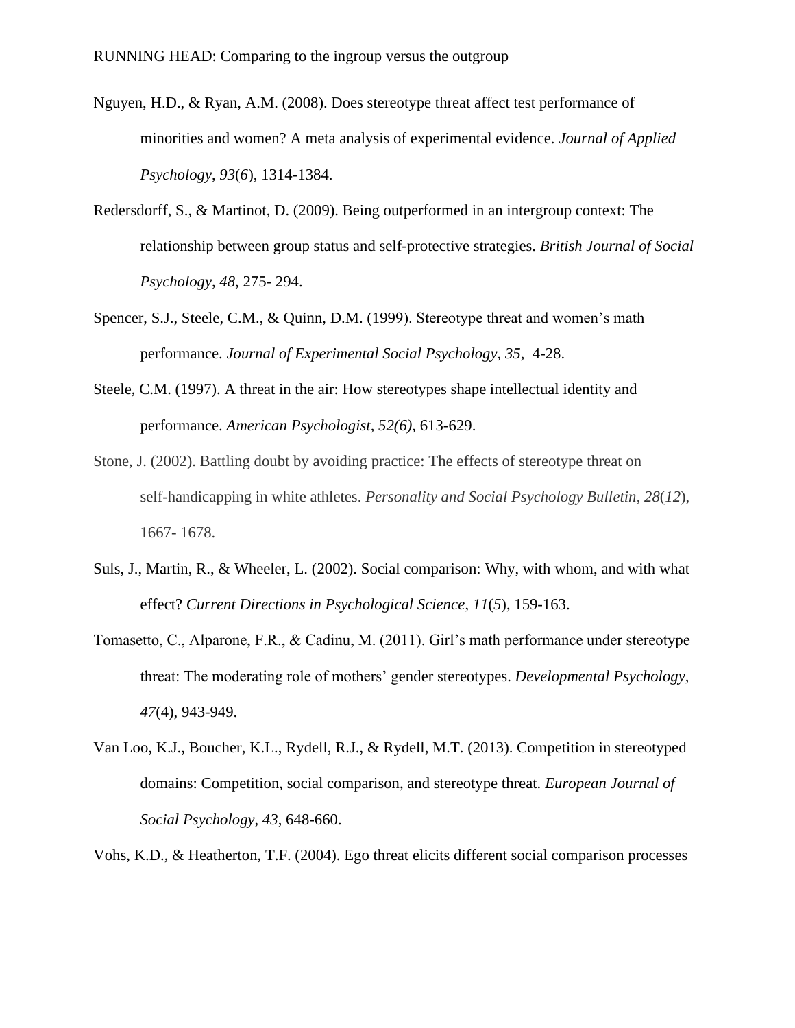Nguyen, H.D., & Ryan, A.M. (2008). Does stereotype threat affect test performance of minorities and women? A meta analysis of experimental evidence. *Journal of Applied Psychology*, *93*(*6*), 1314-1384.

Redersdorff, S., & Martinot, D. (2009). Being outperformed in an intergroup context: The relationship between group status and self-protective strategies. *British Journal of Social Psychology*, *48*, 275- 294.

Spencer, S.J., Steele, C.M., & Quinn, D.M. (1999). Stereotype threat and women's math performance. *Journal of Experimental Social Psychology*, *35*, 4-28.

Steele, C.M. (1997). A threat in the air: How stereotypes shape intellectual identity and performance. *American Psychologist*, *52(6)*, 613-629.

Stone, J. (2002). Battling doubt by avoiding practice: The effects of stereotype threat on self-handicapping in white athletes. *Personality and Social Psychology Bulletin*, *28*(*12*), 1667- 1678.

Suls, J., Martin, R., & Wheeler, L. (2002). Social comparison: Why, with whom, and with what effect? *Current Directions in Psychological Science*, *11*(*5*), 159-163.

Tomasetto, C., Alparone, F.R., & Cadinu, M. (2011). Girl's math performance under stereotype threat: The moderating role of mothers' gender stereotypes. *Developmental Psychology*, *47*(4), 943-949.

Van Loo, K.J., Boucher, K.L., Rydell, R.J., & Rydell, M.T. (2013). Competition in stereotyped domains: Competition, social comparison, and stereotype threat. *European Journal of Social Psychology*, *43*, 648-660.

Vohs, K.D., & Heatherton, T.F. (2004). Ego threat elicits different social comparison processes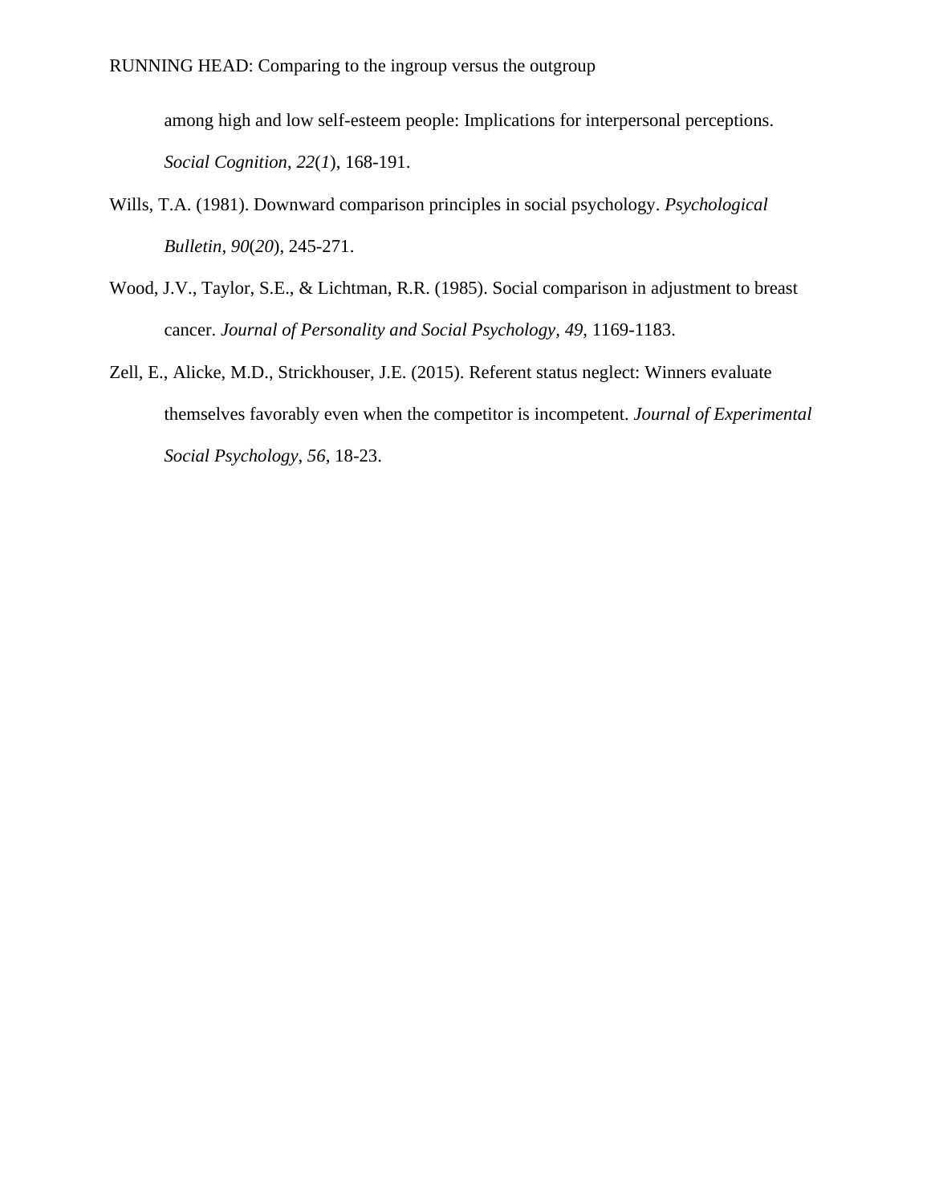among high and low self-esteem people: Implications for interpersonal perceptions. *Social Cognition*, *22*(*1*), 168-191.

Wills, T.A. (1981). Downward comparison principles in social psychology. *Psychological Bulletin*, *90*(*20*), 245-271.

Wood, J.V., Taylor, S.E., & Lichtman, R.R. (1985). Social comparison in adjustment to breast cancer. *Journal of Personality and Social Psychology*, *49*, 1169-1183.

Zell, E., Alicke, M.D., Strickhouser, J.E. (2015). Referent status neglect: Winners evaluate themselves favorably even when the competitor is incompetent. *Journal of Experimental Social Psychology*, *56*, 18-23.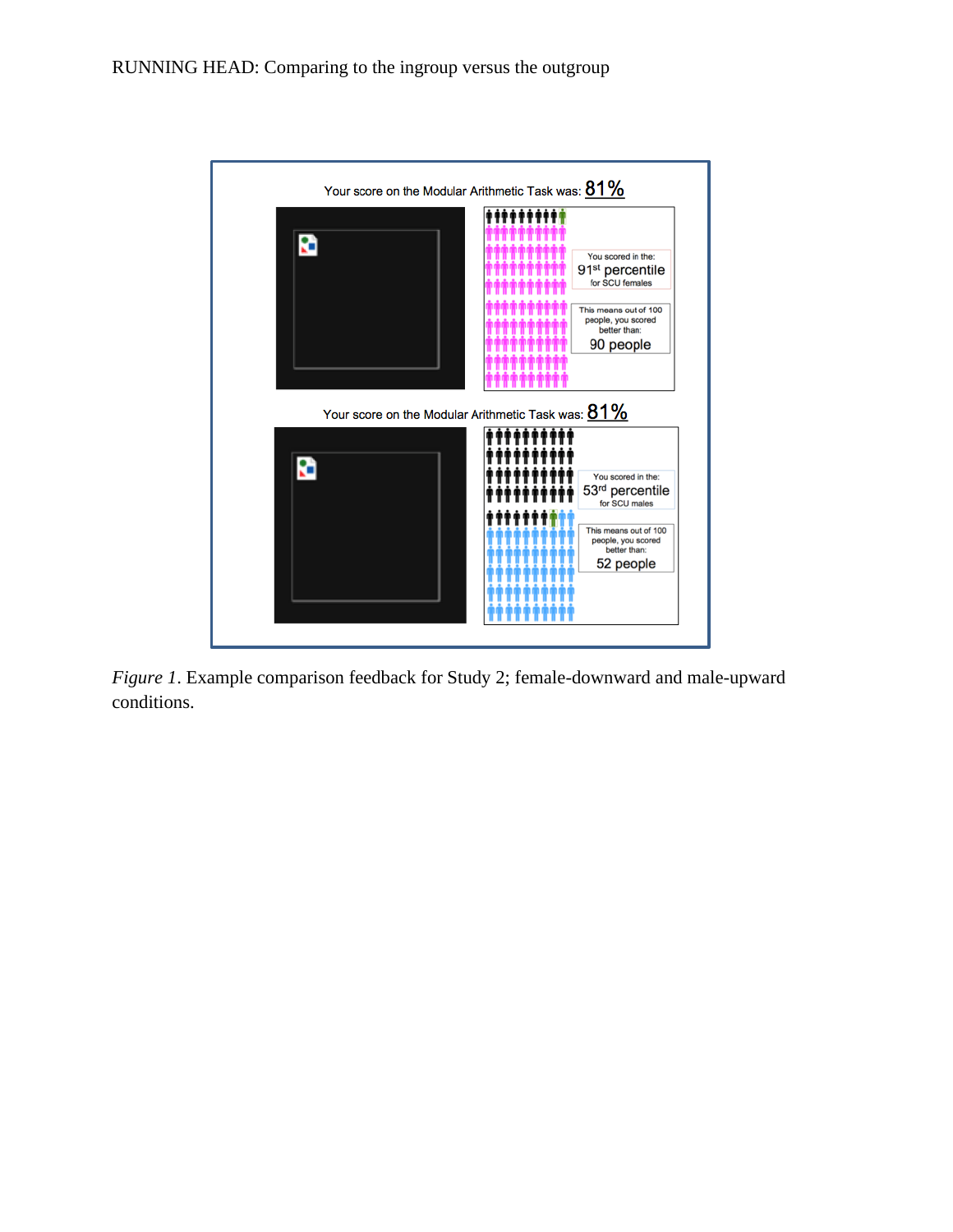Your score on the Modular Arithmetic Task was: 81%

You scored in the: 91st percentile for SCU females

This means out of 100 people, you scored better than: 90 people

Your score on the Modular Arithmetic Task was: 81%

You scored in the: 53rd percentile for SCU males

This means out of 100 people, you scored better than: 52 people

*Figure 1*. Example comparison feedback for Study 2; female-downward and male-upward conditions.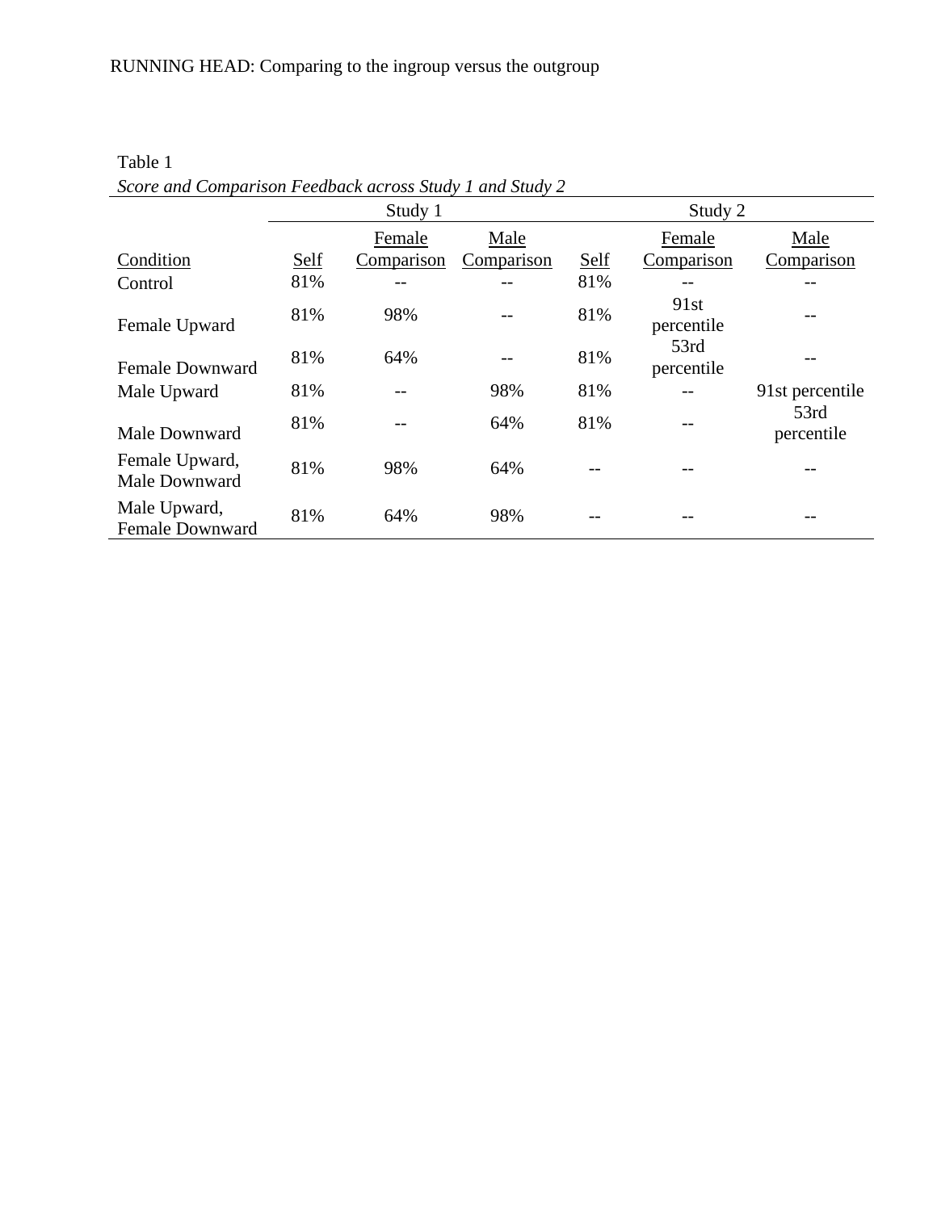Table 1

*Score and Comparison Feedback across Study 1 and Study 2*

| | Study 1 | | | Study 2 | | |
|---|---|---|---|---|---|---|
| Condition | Self | Female Comparison | Male Comparison | Self | Female Comparison | Male Comparison |
| Control | 81% | -- | -- | 81% | -- | -- |
| Female Upward | 81% | 98% | -- | 81% | 91st percentile | -- |
| Female Downward | 81% | 64% | -- | 81% | 53rd percentile | -- |
| Male Upward | 81% | -- | 98% | 81% | -- | 91st percentile |
| Male Downward | 81% | -- | 64% | 81% | -- | 53rd percentile |
| Female Upward, Male Downward | 81% | 98% | 64% | -- | -- | -- |
| Male Upward, Female Downward | 81% | 64% | 98% | -- | -- | -- |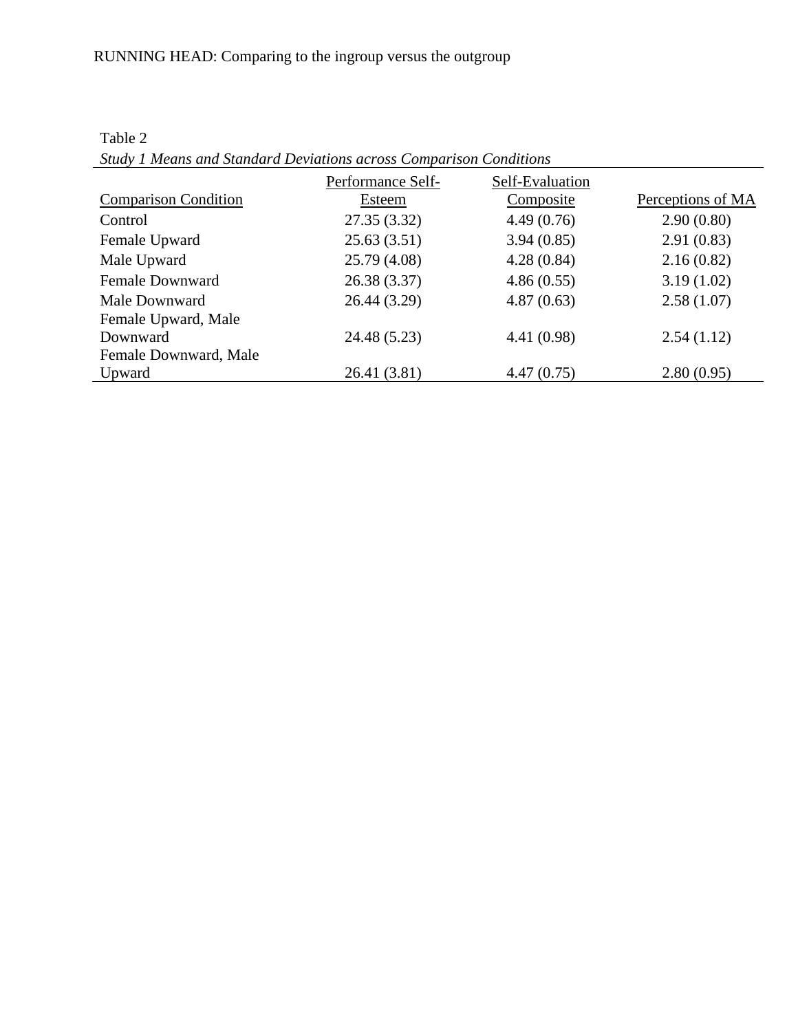Table 2

*Study 1 Means and Standard Deviations across Comparison Conditions*

| Comparison Condition | Performance Self-Esteem | Self-Evaluation Composite | Perceptions of MA |
|---|---|---|---|
| Control | 27.35 (3.32) | 4.49 (0.76) | 2.90 (0.80) |
| Female Upward | 25.63 (3.51) | 3.94 (0.85) | 2.91 (0.83) |
| Male Upward | 25.79 (4.08) | 4.28 (0.84) | 2.16 (0.82) |
| Female Downward | 26.38 (3.37) | 4.86 (0.55) | 3.19 (1.02) |
| Male Downward | 26.44 (3.29) | 4.87 (0.63) | 2.58 (1.07) |
| Female Upward, Male Downward | 24.48 (5.23) | 4.41 (0.98) | 2.54 (1.12) |
| Female Downward, Male Upward | 26.41 (3.81) | 4.47 (0.75) | 2.80 (0.95) |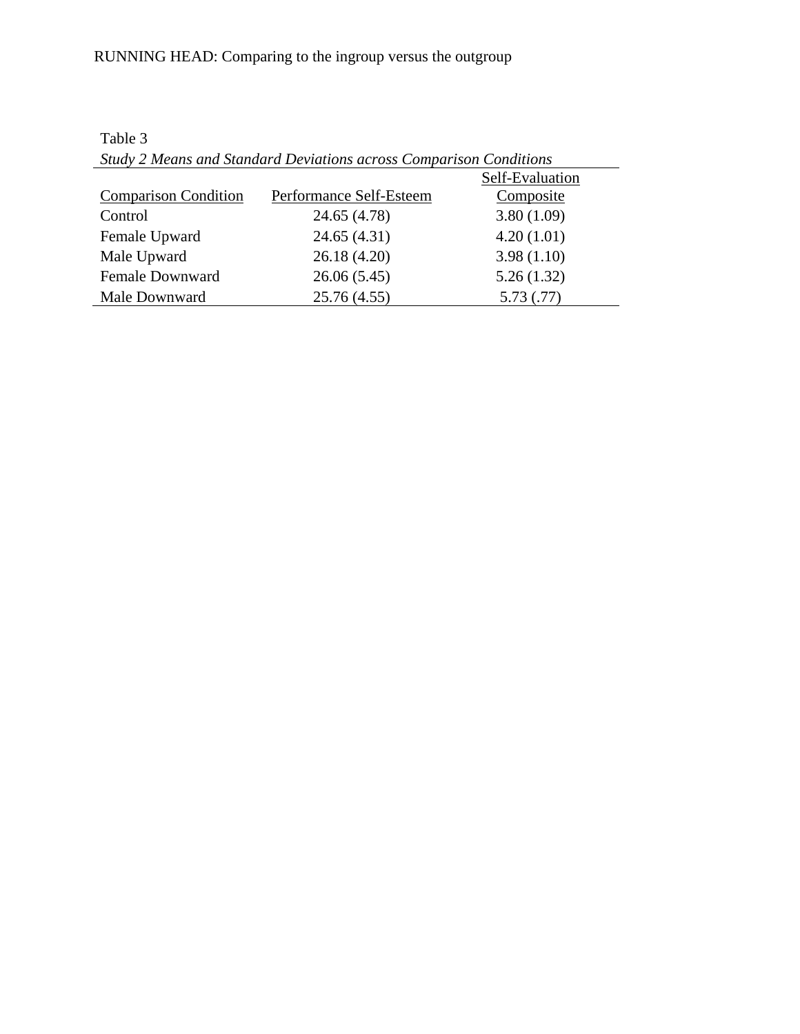Table 3

*Study 2 Means and Standard Deviations across Comparison Conditions*

| Comparison Condition | Performance Self-Esteem | Self-Evaluation Composite |
|---|---|---|
| Control | 24.65 (4.78) | 3.80 (1.09) |
| Female Upward | 24.65 (4.31) | 4.20 (1.01) |
| Male Upward | 26.18 (4.20) | 3.98 (1.10) |
| Female Downward | 26.06 (5.45) | 5.26 (1.32) |
| Male Downward | 25.76 (4.55) | 5.73 (.77) |